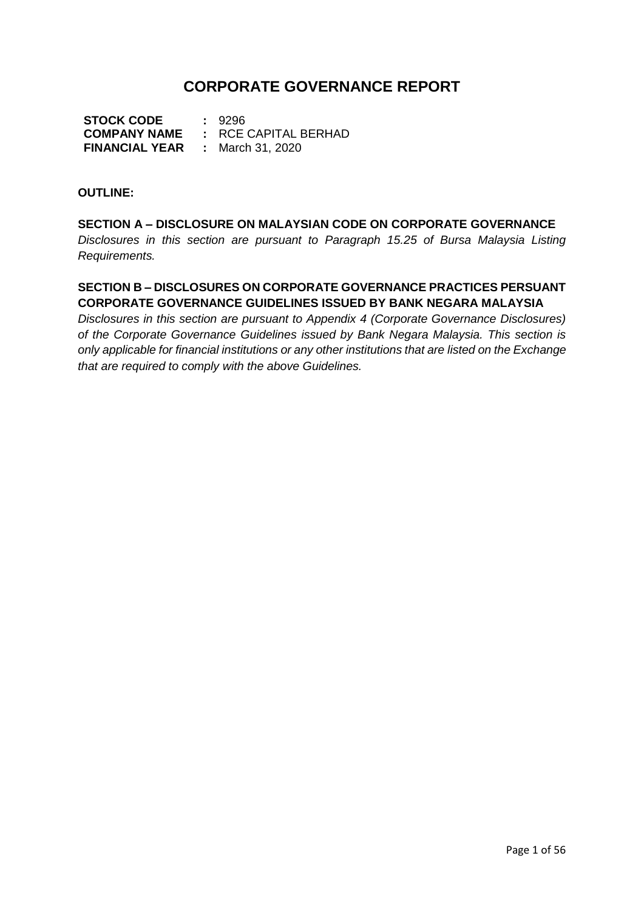# CORPORATE GOVERNANCE REPORT

**STOCK CODE** **:** 9296
**COMPANY NAME** **:** RCE CAPITAL BERHAD
**FINANCIAL YEAR** **:** March 31, 2020

**OUTLINE:**

**SECTION A – DISCLOSURE ON MALAYSIAN CODE ON CORPORATE GOVERNANCE**
*Disclosures in this section are pursuant to Paragraph 15.25 of Bursa Malaysia Listing Requirements.*

**SECTION B – DISCLOSURES ON CORPORATE GOVERNANCE PRACTICES PERSUANT CORPORATE GOVERNANCE GUIDELINES ISSUED BY BANK NEGARA MALAYSIA**
*Disclosures in this section are pursuant to Appendix 4 (Corporate Governance Disclosures) of the Corporate Governance Guidelines issued by Bank Negara Malaysia. This section is only applicable for financial institutions or any other institutions that are listed on the Exchange that are required to comply with the above Guidelines.*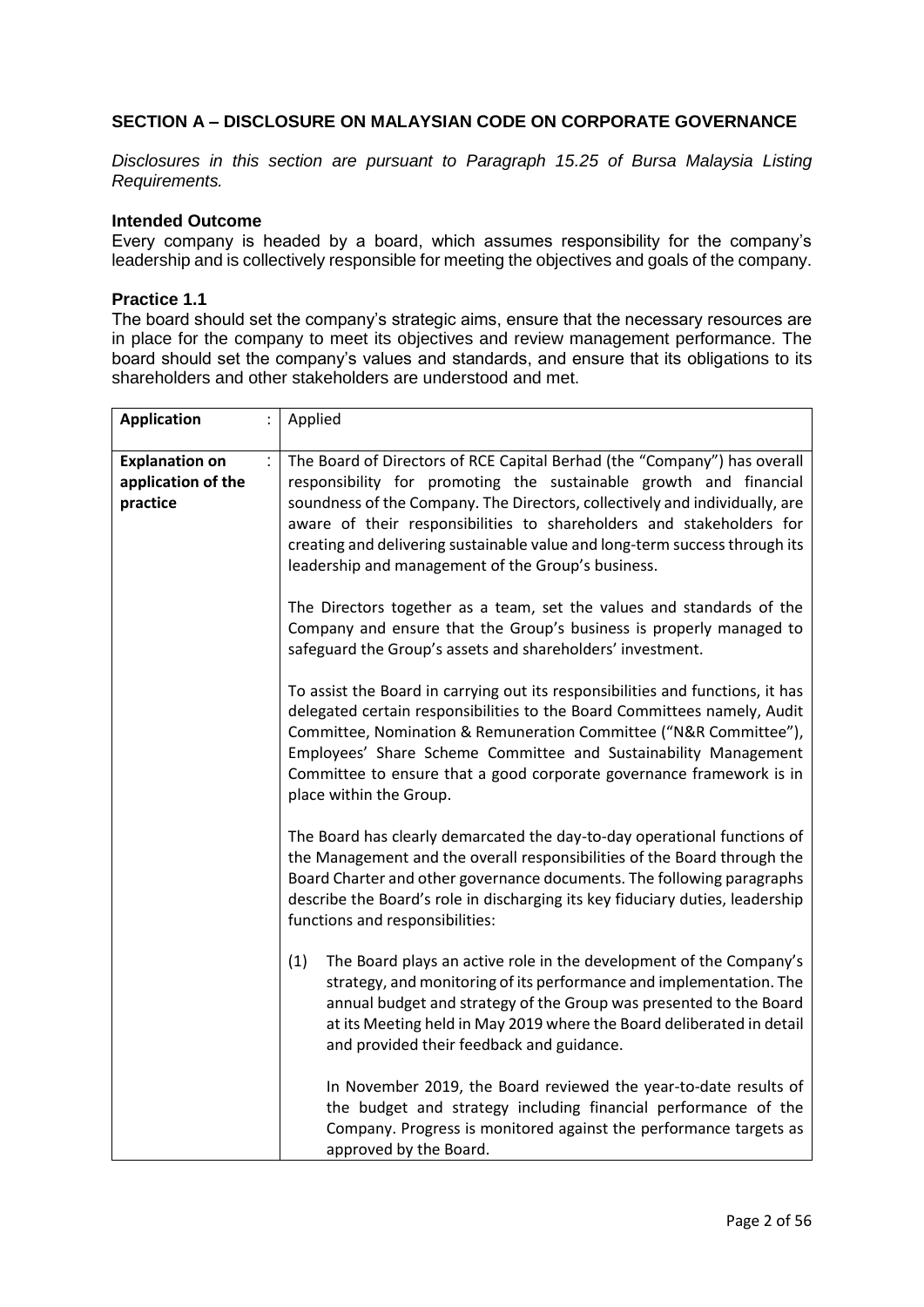## SECTION A – DISCLOSURE ON MALAYSIAN CODE ON CORPORATE GOVERNANCE

*Disclosures in this section are pursuant to Paragraph 15.25 of Bursa Malaysia Listing Requirements.*

### Intended Outcome

Every company is headed by a board, which assumes responsibility for the company's leadership and is collectively responsible for meeting the objectives and goals of the company.

### Practice 1.1

The board should set the company's strategic aims, ensure that the necessary resources are in place for the company to meet its objectives and review management performance. The board should set the company's values and standards, and ensure that its obligations to its shareholders and other stakeholders are understood and met.

| **Application** : | Applied |
|---|---|
| **Explanation on application of the practice** : | The Board of Directors of RCE Capital Berhad (the "Company") has overall responsibility for promoting the sustainable growth and financial soundness of the Company. The Directors, collectively and individually, are aware of their responsibilities to shareholders and stakeholders for creating and delivering sustainable value and long-term success through its leadership and management of the Group's business.<br><br>The Directors together as a team, set the values and standards of the Company and ensure that the Group's business is properly managed to safeguard the Group's assets and shareholders' investment.<br><br>To assist the Board in carrying out its responsibilities and functions, it has delegated certain responsibilities to the Board Committees namely, Audit Committee, Nomination & Remuneration Committee ("N&R Committee"), Employees' Share Scheme Committee and Sustainability Management Committee to ensure that a good corporate governance framework is in place within the Group.<br><br>The Board has clearly demarcated the day-to-day operational functions of the Management and the overall responsibilities of the Board through the Board Charter and other governance documents. The following paragraphs describe the Board's role in discharging its key fiduciary duties, leadership functions and responsibilities:<br><br>(1) The Board plays an active role in the development of the Company's strategy, and monitoring of its performance and implementation. The annual budget and strategy of the Group was presented to the Board at its Meeting held in May 2019 where the Board deliberated in detail and provided their feedback and guidance.<br><br>In November 2019, the Board reviewed the year-to-date results of the budget and strategy including financial performance of the Company. Progress is monitored against the performance targets as approved by the Board. |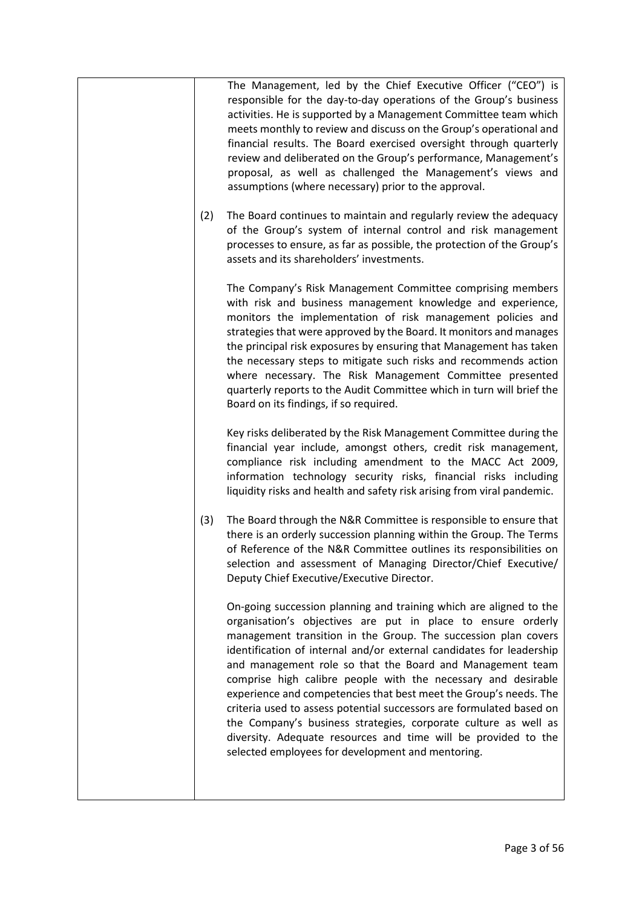| | |
|---|---|
| | The Management, led by the Chief Executive Officer ("CEO") is responsible for the day-to-day operations of the Group's business activities. He is supported by a Management Committee team which meets monthly to review and discuss on the Group's operational and financial results. The Board exercised oversight through quarterly review and deliberated on the Group's performance, Management's proposal, as well as challenged the Management's views and assumptions (where necessary) prior to the approval.<br><br>(2) The Board continues to maintain and regularly review the adequacy of the Group's system of internal control and risk management processes to ensure, as far as possible, the protection of the Group's assets and its shareholders' investments.<br><br>The Company's Risk Management Committee comprising members with risk and business management knowledge and experience, monitors the implementation of risk management policies and strategies that were approved by the Board. It monitors and manages the principal risk exposures by ensuring that Management has taken the necessary steps to mitigate such risks and recommends action where necessary. The Risk Management Committee presented quarterly reports to the Audit Committee which in turn will brief the Board on its findings, if so required.<br><br>Key risks deliberated by the Risk Management Committee during the financial year include, amongst others, credit risk management, compliance risk including amendment to the MACC Act 2009, information technology security risks, financial risks including liquidity risks and health and safety risk arising from viral pandemic.<br><br>(3) The Board through the N&R Committee is responsible to ensure that there is an orderly succession planning within the Group. The Terms of Reference of the N&R Committee outlines its responsibilities on selection and assessment of Managing Director/Chief Executive/ Deputy Chief Executive/Executive Director.<br><br>On-going succession planning and training which are aligned to the organisation's objectives are put in place to ensure orderly management transition in the Group. The succession plan covers identification of internal and/or external candidates for leadership and management role so that the Board and Management team comprise high calibre people with the necessary and desirable experience and competencies that best meet the Group's needs. The criteria used to assess potential successors are formulated based on the Company's business strategies, corporate culture as well as diversity. Adequate resources and time will be provided to the selected employees for development and mentoring. |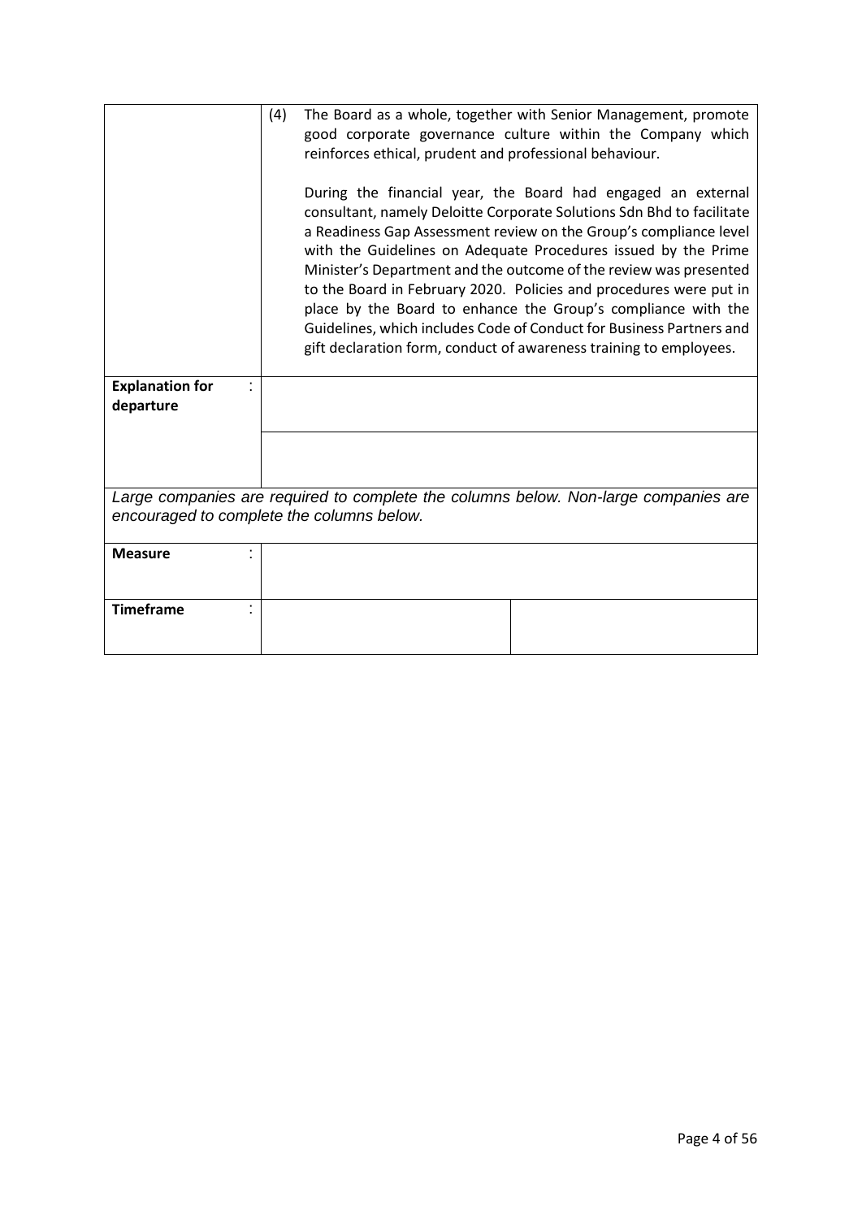| | |
|---|---|
| | (4) The Board as a whole, together with Senior Management, promote good corporate governance culture within the Company which reinforces ethical, prudent and professional behaviour.<br><br>During the financial year, the Board had engaged an external consultant, namely Deloitte Corporate Solutions Sdn Bhd to facilitate a Readiness Gap Assessment review on the Group's compliance level with the Guidelines on Adequate Procedures issued by the Prime Minister's Department and the outcome of the review was presented to the Board in February 2020. Policies and procedures were put in place by the Board to enhance the Group's compliance with the Guidelines, which includes Code of Conduct for Business Partners and gift declaration form, conduct of awareness training to employees. |
| **Explanation for departure** : | |
| | |

*Large companies are required to complete the columns below. Non-large companies are encouraged to complete the columns below.*

| | | |
|---|---|---|
| **Measure** : | | |
| **Timeframe** : | | |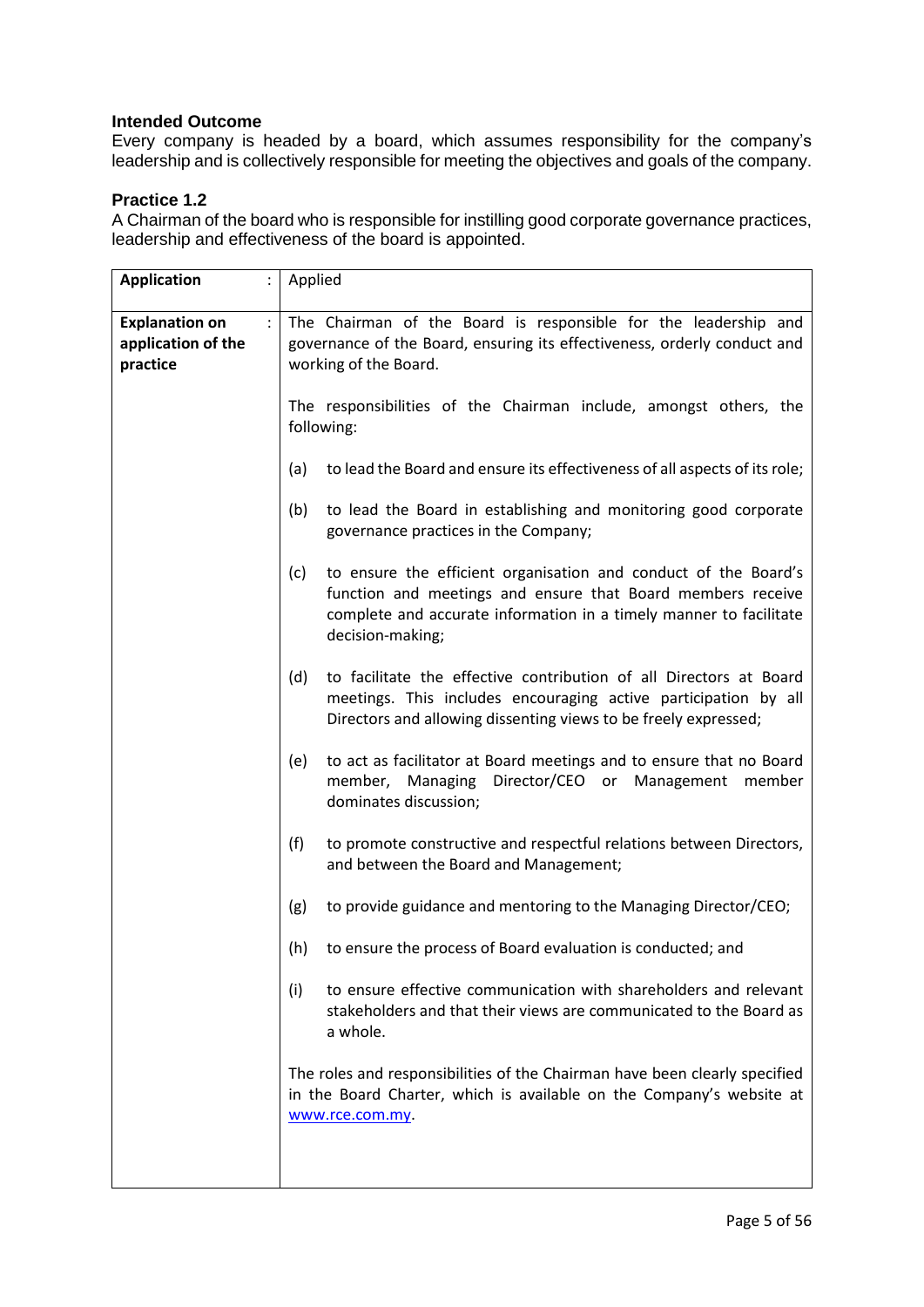### Intended Outcome

Every company is headed by a board, which assumes responsibility for the company's leadership and is collectively responsible for meeting the objectives and goals of the company.

### Practice 1.2

A Chairman of the board who is responsible for instilling good corporate governance practices, leadership and effectiveness of the board is appointed.

| | |
|---|---|
| **Application** : | Applied |
| **Explanation on application of the practice** : | The Chairman of the Board is responsible for the leadership and governance of the Board, ensuring its effectiveness, orderly conduct and working of the Board.<br><br>The responsibilities of the Chairman include, amongst others, the following:<br><br>(a) to lead the Board and ensure its effectiveness of all aspects of its role;<br><br>(b) to lead the Board in establishing and monitoring good corporate governance practices in the Company;<br><br>(c) to ensure the efficient organisation and conduct of the Board's function and meetings and ensure that Board members receive complete and accurate information in a timely manner to facilitate decision-making;<br><br>(d) to facilitate the effective contribution of all Directors at Board meetings. This includes encouraging active participation by all Directors and allowing dissenting views to be freely expressed;<br><br>(e) to act as facilitator at Board meetings and to ensure that no Board member, Managing Director/CEO or Management member dominates discussion;<br><br>(f) to promote constructive and respectful relations between Directors, and between the Board and Management;<br><br>(g) to provide guidance and mentoring to the Managing Director/CEO;<br><br>(h) to ensure the process of Board evaluation is conducted; and<br><br>(i) to ensure effective communication with shareholders and relevant stakeholders and that their views are communicated to the Board as a whole.<br><br>The roles and responsibilities of the Chairman have been clearly specified in the Board Charter, which is available on the Company's website at www.rce.com.my. |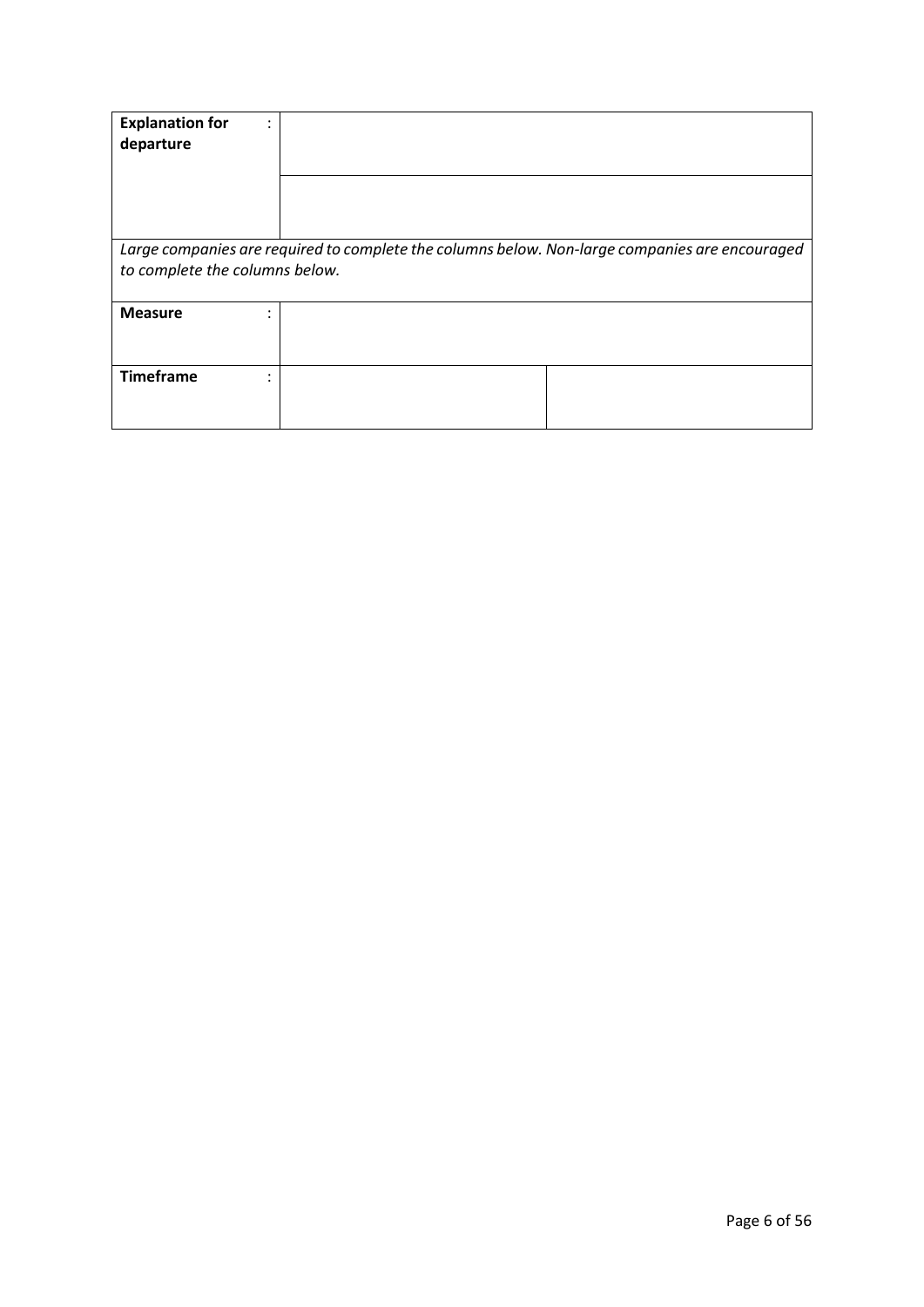| **Explanation for departure** | : | | |
|---|---|---|---|
| | | | |
| *Large companies are required to complete the columns below. Non-large companies are encouraged to complete the columns below.* | | | |
| **Measure** | : | | |
| **Timeframe** | : | | |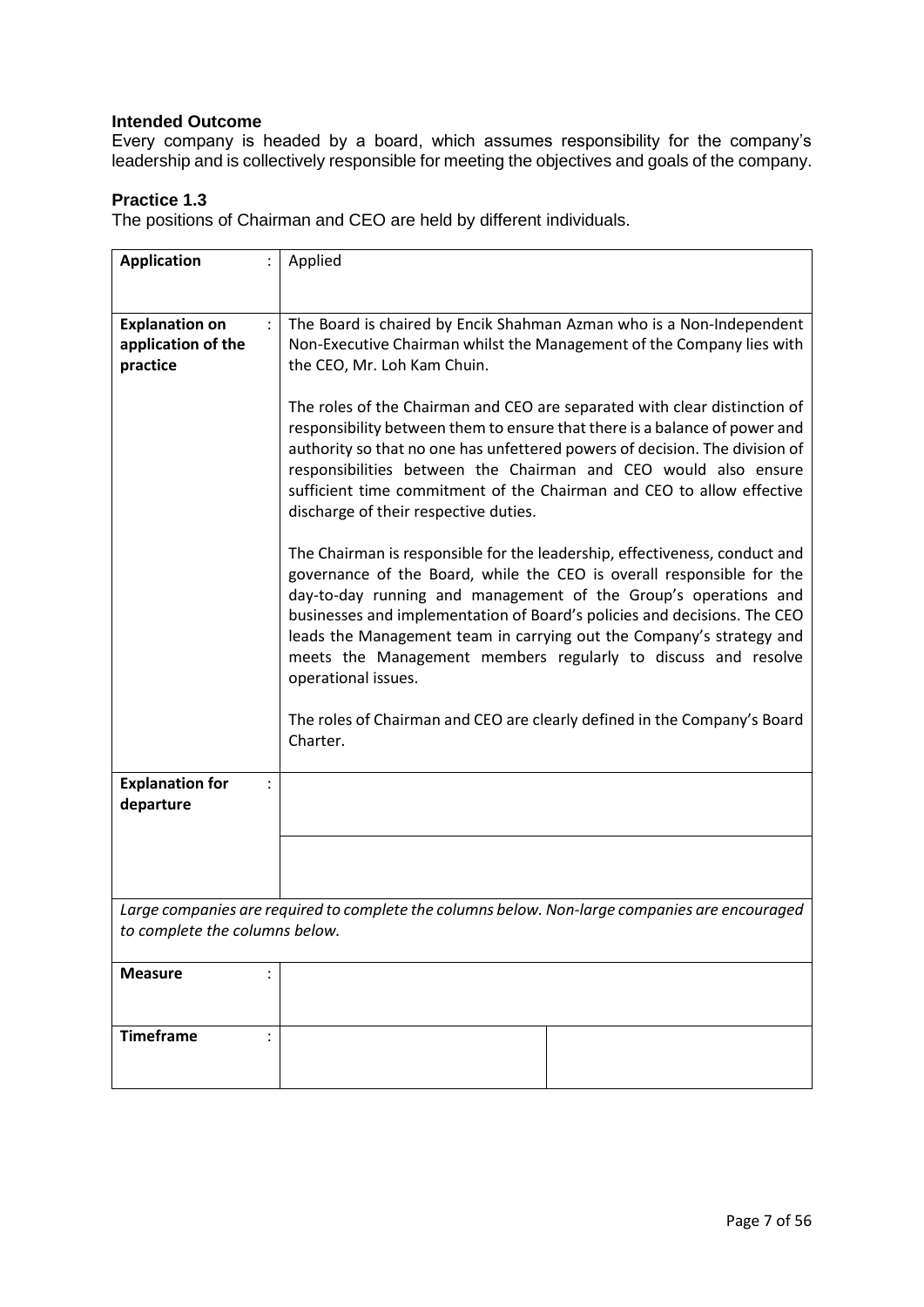### Intended Outcome

Every company is headed by a board, which assumes responsibility for the company's leadership and is collectively responsible for meeting the objectives and goals of the company.

### Practice 1.3

The positions of Chairman and CEO are held by different individuals.

| | | |
|---|---|---|
| **Application** : | Applied | |
| **Explanation on application of the practice** : | The Board is chaired by Encik Shahman Azman who is a Non-Independent Non-Executive Chairman whilst the Management of the Company lies with the CEO, Mr. Loh Kam Chuin.<br><br>The roles of the Chairman and CEO are separated with clear distinction of responsibility between them to ensure that there is a balance of power and authority so that no one has unfettered powers of decision. The division of responsibilities between the Chairman and CEO would also ensure sufficient time commitment of the Chairman and CEO to allow effective discharge of their respective duties.<br><br>The Chairman is responsible for the leadership, effectiveness, conduct and governance of the Board, while the CEO is overall responsible for the day-to-day running and management of the Group's operations and businesses and implementation of Board's policies and decisions. The CEO leads the Management team in carrying out the Company's strategy and meets the Management members regularly to discuss and resolve operational issues.<br><br>The roles of Chairman and CEO are clearly defined in the Company's Board Charter. | |
| **Explanation for departure** : | | |
| | | |
| *Large companies are required to complete the columns below. Non-large companies are encouraged to complete the columns below.* | | |
| **Measure** : | | |
| **Timeframe** : | | |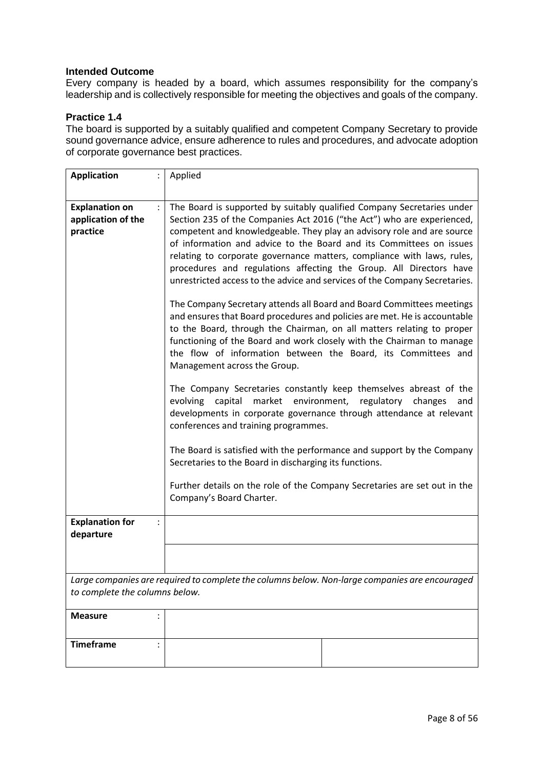**Intended Outcome**

Every company is headed by a board, which assumes responsibility for the company's leadership and is collectively responsible for meeting the objectives and goals of the company.

**Practice 1.4**

The board is supported by a suitably qualified and competent Company Secretary to provide sound governance advice, ensure adherence to rules and procedures, and advocate adoption of corporate governance best practices.

| | | | |
|---|---|---|---|
| **Application** | : | Applied | |
| **Explanation on application of the practice** | : | The Board is supported by suitably qualified Company Secretaries under Section 235 of the Companies Act 2016 ("the Act") who are experienced, competent and knowledgeable. They play an advisory role and are source of information and advice to the Board and its Committees on issues relating to corporate governance matters, compliance with laws, rules, procedures and regulations affecting the Group. All Directors have unrestricted access to the advice and services of the Company Secretaries.<br><br>The Company Secretary attends all Board and Board Committees meetings and ensures that Board procedures and policies are met. He is accountable to the Board, through the Chairman, on all matters relating to proper functioning of the Board and work closely with the Chairman to manage the flow of information between the Board, its Committees and Management across the Group.<br><br>The Company Secretaries constantly keep themselves abreast of the evolving capital market environment, regulatory changes and developments in corporate governance through attendance at relevant conferences and training programmes.<br><br>The Board is satisfied with the performance and support by the Company Secretaries to the Board in discharging its functions.<br><br>Further details on the role of the Company Secretaries are set out in the Company's Board Charter. | |
| **Explanation for departure** | : | | |
| | | | |
| *Large companies are required to complete the columns below. Non-large companies are encouraged to complete the columns below.* | | | |
| **Measure** | : | | |
| **Timeframe** | : | | |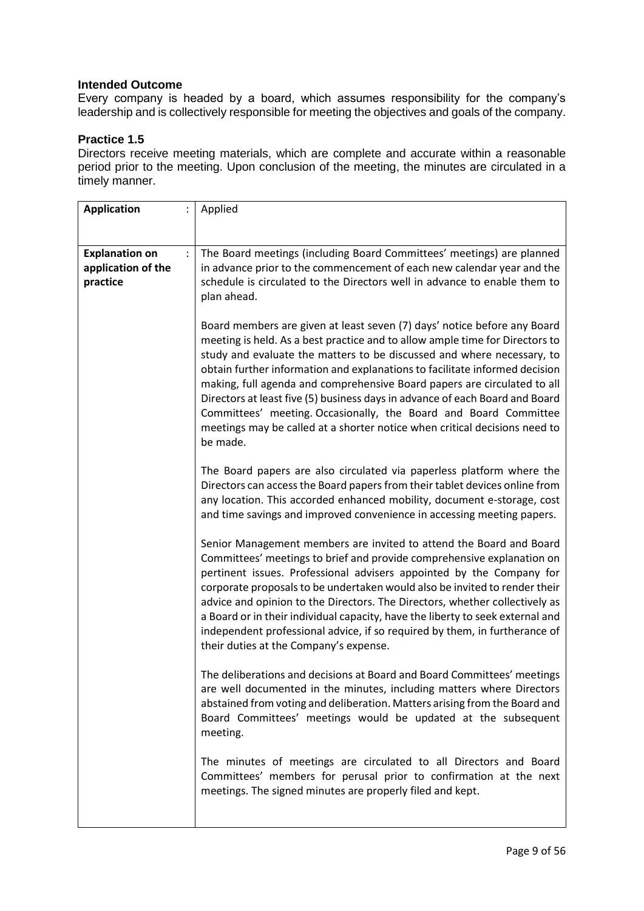**Intended Outcome**

Every company is headed by a board, which assumes responsibility for the company's leadership and is collectively responsible for meeting the objectives and goals of the company.

**Practice 1.5**

Directors receive meeting materials, which are complete and accurate within a reasonable period prior to the meeting. Upon conclusion of the meeting, the minutes are circulated in a timely manner.

| **Application** : | Applied |
|---|---|
| **Explanation on application of the practice** : | The Board meetings (including Board Committees' meetings) are planned in advance prior to the commencement of each new calendar year and the schedule is circulated to the Directors well in advance to enable them to plan ahead.<br><br>Board members are given at least seven (7) days' notice before any Board meeting is held. As a best practice and to allow ample time for Directors to study and evaluate the matters to be discussed and where necessary, to obtain further information and explanations to facilitate informed decision making, full agenda and comprehensive Board papers are circulated to all Directors at least five (5) business days in advance of each Board and Board Committees' meeting. Occasionally, the Board and Board Committee meetings may be called at a shorter notice when critical decisions need to be made.<br><br>The Board papers are also circulated via paperless platform where the Directors can access the Board papers from their tablet devices online from any location. This accorded enhanced mobility, document e-storage, cost and time savings and improved convenience in accessing meeting papers.<br><br>Senior Management members are invited to attend the Board and Board Committees' meetings to brief and provide comprehensive explanation on pertinent issues. Professional advisers appointed by the Company for corporate proposals to be undertaken would also be invited to render their advice and opinion to the Directors. The Directors, whether collectively as a Board or in their individual capacity, have the liberty to seek external and independent professional advice, if so required by them, in furtherance of their duties at the Company's expense.<br><br>The deliberations and decisions at Board and Board Committees' meetings are well documented in the minutes, including matters where Directors abstained from voting and deliberation. Matters arising from the Board and Board Committees' meetings would be updated at the subsequent meeting.<br><br>The minutes of meetings are circulated to all Directors and Board Committees' members for perusal prior to confirmation at the next meetings. The signed minutes are properly filed and kept. |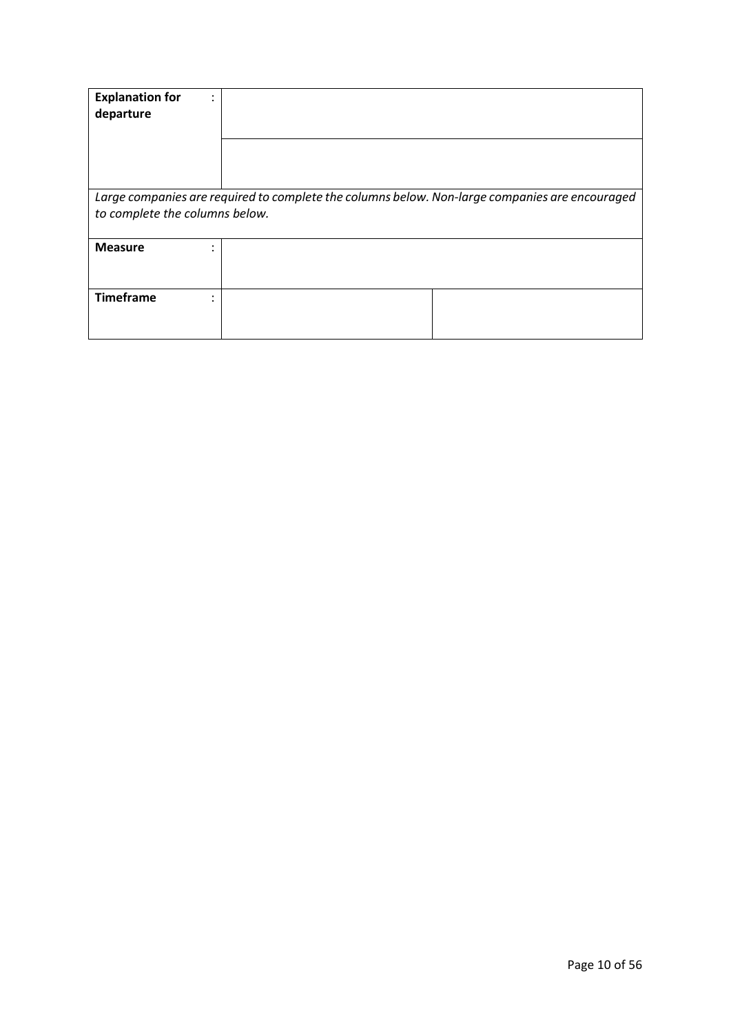| | | |
|---|---|---|
| **Explanation for departure** : | | |
| | | |
| *Large companies are required to complete the columns below. Non-large companies are encouraged to complete the columns below.* | | |
| **Measure** : | | |
| **Timeframe** : | | |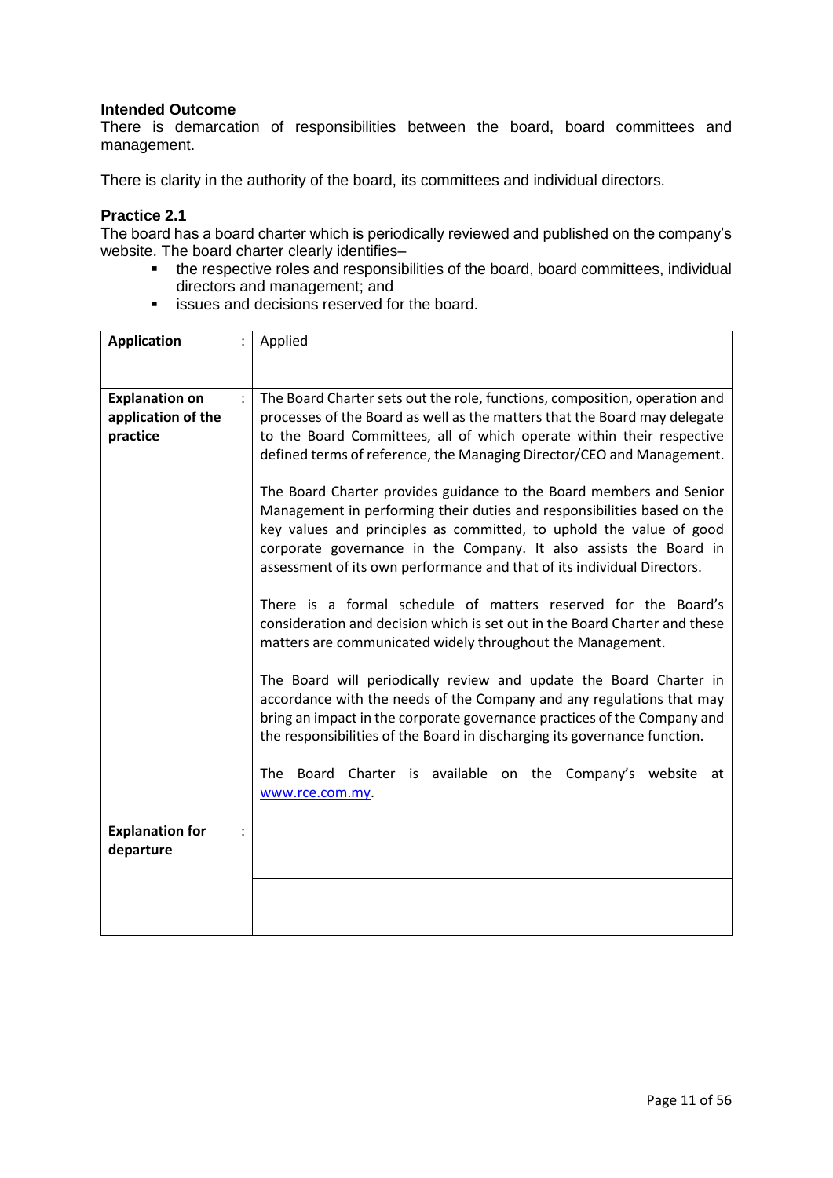**Intended Outcome**

There is demarcation of responsibilities between the board, board committees and management.

There is clarity in the authority of the board, its committees and individual directors.

**Practice 2.1**

The board has a board charter which is periodically reviewed and published on the company's website. The board charter clearly identifies–

- the respective roles and responsibilities of the board, board committees, individual directors and management; and
- issues and decisions reserved for the board.

| **Application** : | Applied |
|---|---|
| **Explanation on application of the practice** : | The Board Charter sets out the role, functions, composition, operation and processes of the Board as well as the matters that the Board may delegate to the Board Committees, all of which operate within their respective defined terms of reference, the Managing Director/CEO and Management.<br><br>The Board Charter provides guidance to the Board members and Senior Management in performing their duties and responsibilities based on the key values and principles as committed, to uphold the value of good corporate governance in the Company. It also assists the Board in assessment of its own performance and that of its individual Directors.<br><br>There is a formal schedule of matters reserved for the Board's consideration and decision which is set out in the Board Charter and these matters are communicated widely throughout the Management.<br><br>The Board will periodically review and update the Board Charter in accordance with the needs of the Company and any regulations that may bring an impact in the corporate governance practices of the Company and the responsibilities of the Board in discharging its governance function.<br><br>The Board Charter is available on the Company's website at www.rce.com.my. |
| **Explanation for departure** : | |
| | |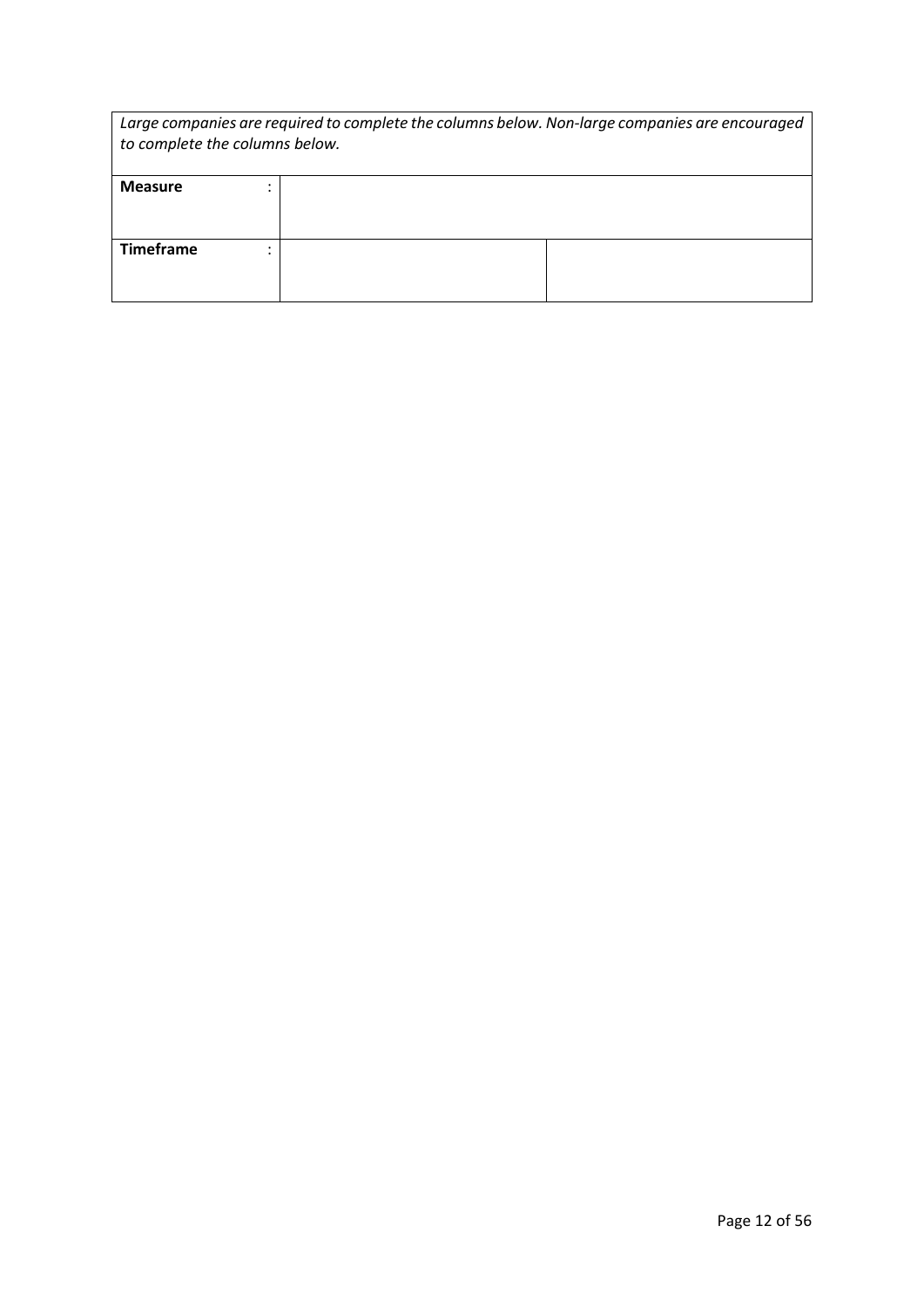| *Large companies are required to complete the columns below. Non-large companies are encouraged to complete the columns below.* | | |
|---|---|---|
| **Measure** : | | |
| **Timeframe** : | | |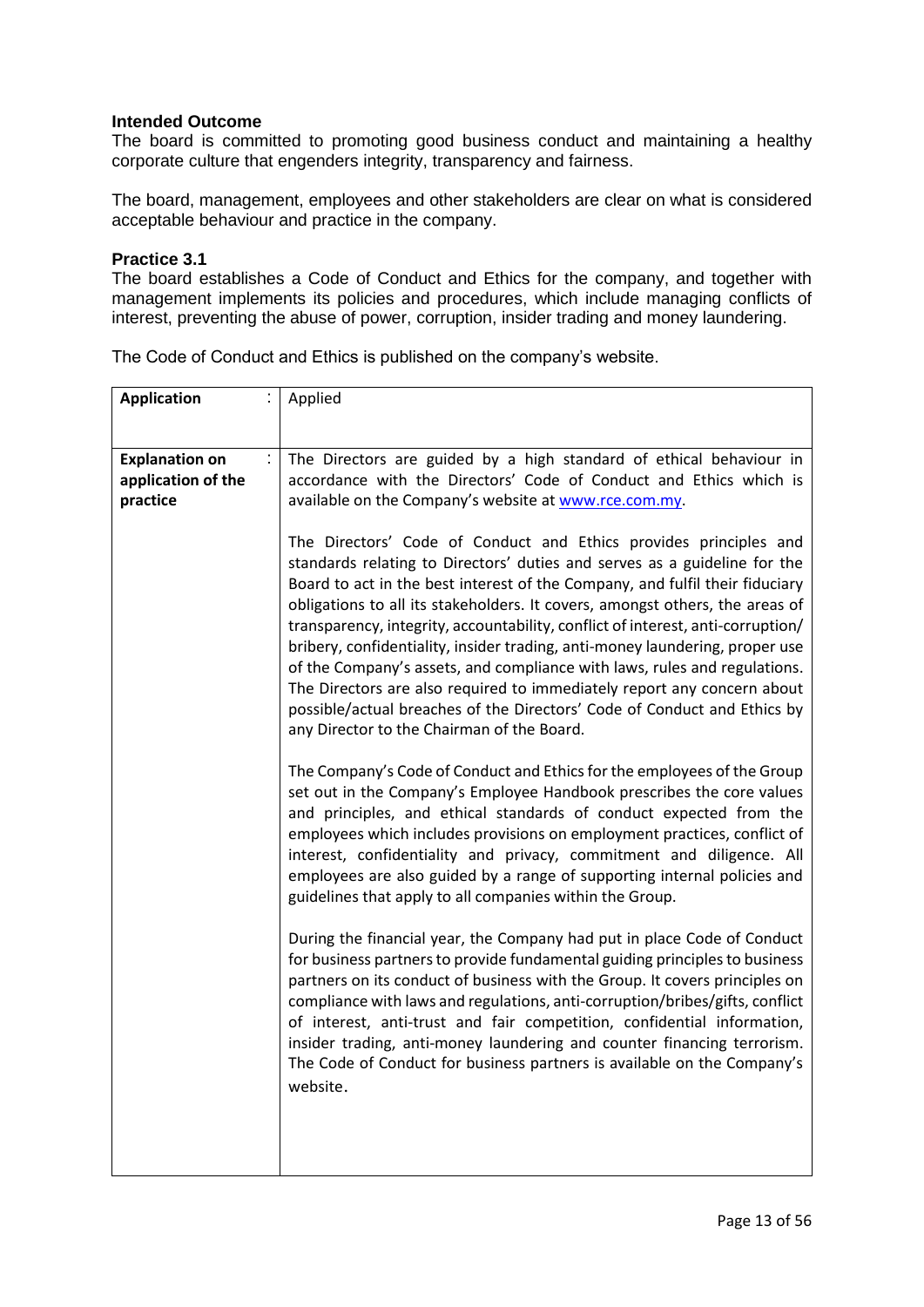**Intended Outcome**

The board is committed to promoting good business conduct and maintaining a healthy corporate culture that engenders integrity, transparency and fairness.

The board, management, employees and other stakeholders are clear on what is considered acceptable behaviour and practice in the company.

**Practice 3.1**

The board establishes a Code of Conduct and Ethics for the company, and together with management implements its policies and procedures, which include managing conflicts of interest, preventing the abuse of power, corruption, insider trading and money laundering.

The Code of Conduct and Ethics is published on the company's website.

| **Application** : | Applied |
|---|---|
| **Explanation on application of the practice** : | The Directors are guided by a high standard of ethical behaviour in accordance with the Directors' Code of Conduct and Ethics which is available on the Company's website at www.rce.com.my.<br><br>The Directors' Code of Conduct and Ethics provides principles and standards relating to Directors' duties and serves as a guideline for the Board to act in the best interest of the Company, and fulfil their fiduciary obligations to all its stakeholders. It covers, amongst others, the areas of transparency, integrity, accountability, conflict of interest, anti-corruption/ bribery, confidentiality, insider trading, anti-money laundering, proper use of the Company's assets, and compliance with laws, rules and regulations. The Directors are also required to immediately report any concern about possible/actual breaches of the Directors' Code of Conduct and Ethics by any Director to the Chairman of the Board.<br><br>The Company's Code of Conduct and Ethics for the employees of the Group set out in the Company's Employee Handbook prescribes the core values and principles, and ethical standards of conduct expected from the employees which includes provisions on employment practices, conflict of interest, confidentiality and privacy, commitment and diligence. All employees are also guided by a range of supporting internal policies and guidelines that apply to all companies within the Group.<br><br>During the financial year, the Company had put in place Code of Conduct for business partners to provide fundamental guiding principles to business partners on its conduct of business with the Group. It covers principles on compliance with laws and regulations, anti-corruption/bribes/gifts, conflict of interest, anti-trust and fair competition, confidential information, insider trading, anti-money laundering and counter financing terrorism. The Code of Conduct for business partners is available on the Company's website. |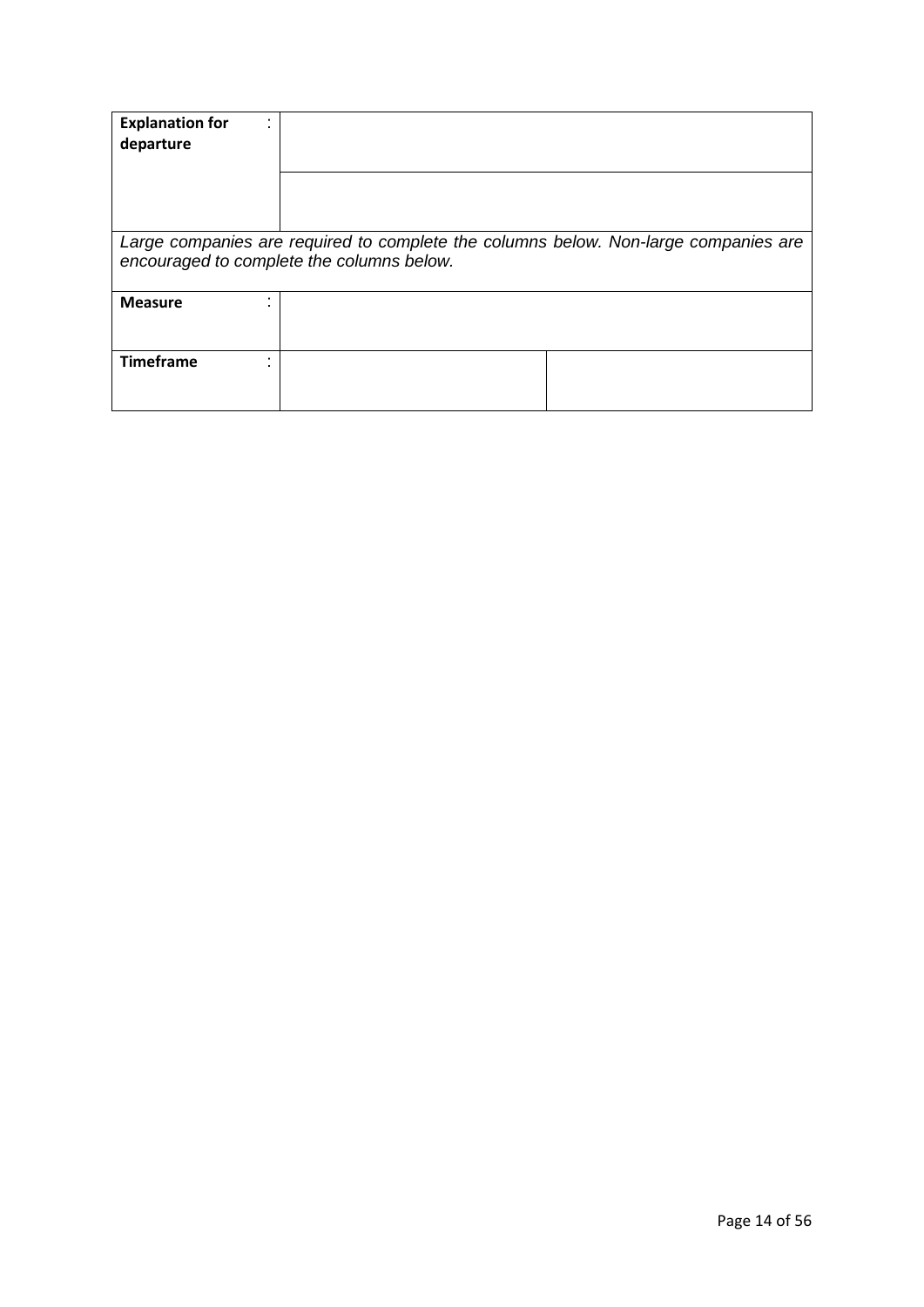| **Explanation for departure** | : | | |
|---|---|---|---|
| | | | |
| *Large companies are required to complete the columns below. Non-large companies are encouraged to complete the columns below.* | | | |
| **Measure** | : | | |
| **Timeframe** | : | | |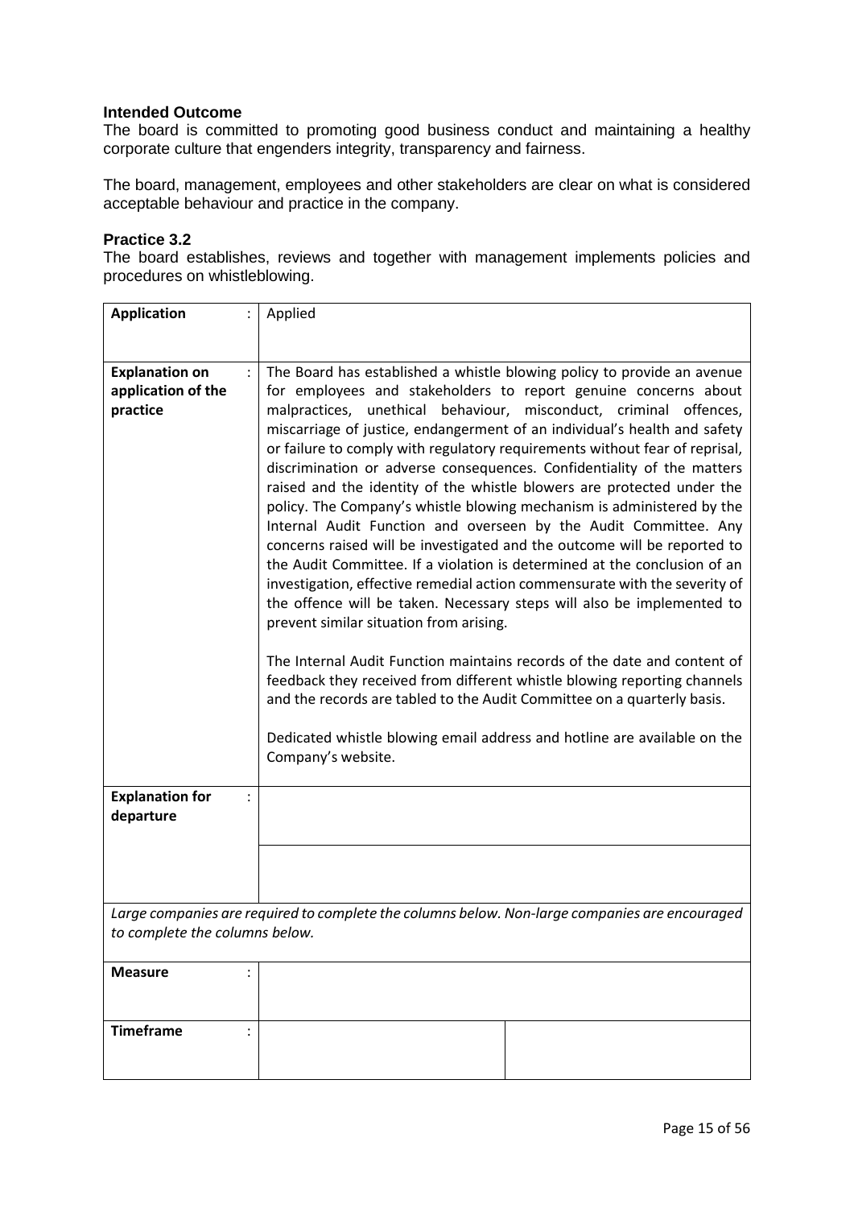**Intended Outcome**

The board is committed to promoting good business conduct and maintaining a healthy corporate culture that engenders integrity, transparency and fairness.

The board, management, employees and other stakeholders are clear on what is considered acceptable behaviour and practice in the company.

**Practice 3.2**

The board establishes, reviews and together with management implements policies and procedures on whistleblowing.

| | | | |
|---|---|---|---|
| **Application** | : | Applied | |
| **Explanation on application of the practice** | : | The Board has established a whistle blowing policy to provide an avenue for employees and stakeholders to report genuine concerns about malpractices, unethical behaviour, misconduct, criminal offences, miscarriage of justice, endangerment of an individual's health and safety or failure to comply with regulatory requirements without fear of reprisal, discrimination or adverse consequences. Confidentiality of the matters raised and the identity of the whistle blowers are protected under the policy. The Company's whistle blowing mechanism is administered by the Internal Audit Function and overseen by the Audit Committee. Any concerns raised will be investigated and the outcome will be reported to the Audit Committee. If a violation is determined at the conclusion of an investigation, effective remedial action commensurate with the severity of the offence will be taken. Necessary steps will also be implemented to prevent similar situation from arising.<br><br>The Internal Audit Function maintains records of the date and content of feedback they received from different whistle blowing reporting channels and the records are tabled to the Audit Committee on a quarterly basis.<br><br>Dedicated whistle blowing email address and hotline are available on the Company's website. | |
| **Explanation for departure** | : | | |
| | | | |
| *Large companies are required to complete the columns below. Non-large companies are encouraged to complete the columns below.* | | | |
| **Measure** | : | | |
| **Timeframe** | : | | |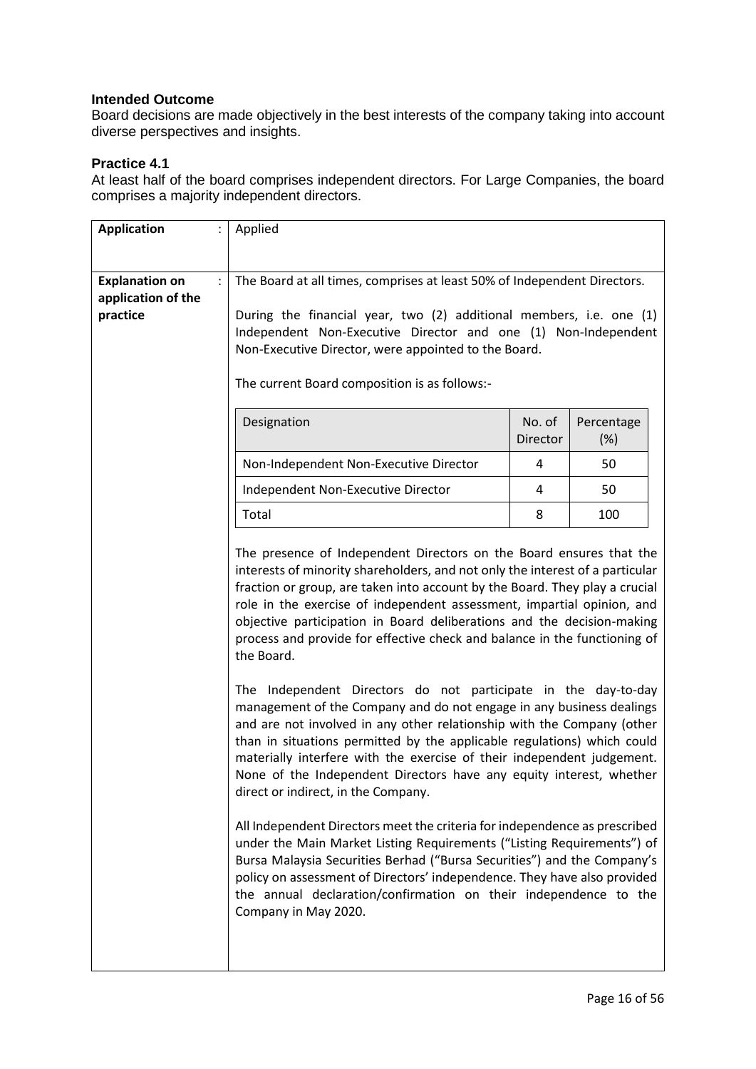### Intended Outcome

Board decisions are made objectively in the best interests of the company taking into account diverse perspectives and insights.

### Practice 4.1

At least half of the board comprises independent directors. For Large Companies, the board comprises a majority independent directors.

| | |
|---|---|
| **Application** : | Applied |
| **Explanation on application of the practice** : | The Board at all times, comprises at least 50% of Independent Directors.<br><br>During the financial year, two (2) additional members, i.e. one (1) Independent Non-Executive Director and one (1) Non-Independent Non-Executive Director, were appointed to the Board.<br><br>The current Board composition is as follows:-<br><br>*(see table below)*<br><br>The presence of Independent Directors on the Board ensures that the interests of minority shareholders, and not only the interest of a particular fraction or group, are taken into account by the Board. They play a crucial role in the exercise of independent assessment, impartial opinion, and objective participation in Board deliberations and the decision-making process and provide for effective check and balance in the functioning of the Board.<br><br>The Independent Directors do not participate in the day-to-day management of the Company and do not engage in any business dealings and are not involved in any other relationship with the Company (other than in situations permitted by the applicable regulations) which could materially interfere with the exercise of their independent judgement. None of the Independent Directors have any equity interest, whether direct or indirect, in the Company.<br><br>All Independent Directors meet the criteria for independence as prescribed under the Main Market Listing Requirements ("Listing Requirements") of Bursa Malaysia Securities Berhad ("Bursa Securities") and the Company's policy on assessment of Directors' independence. They have also provided the annual declaration/confirmation on their independence to the Company in May 2020. |

| Designation | No. of Director | Percentage (%) |
|---|---|---|
| Non-Independent Non-Executive Director | 4 | 50 |
| Independent Non-Executive Director | 4 | 50 |
| Total | 8 | 100 |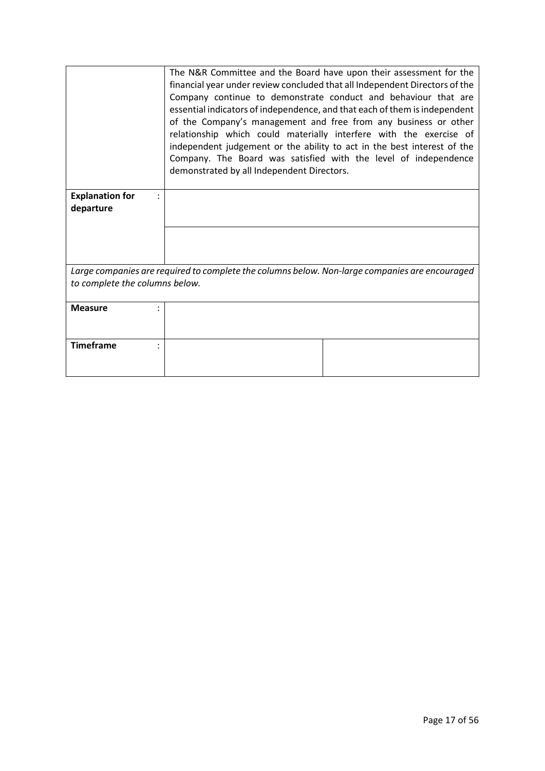| | |
|---|---|
| | The N&R Committee and the Board have upon their assessment for the financial year under review concluded that all Independent Directors of the Company continue to demonstrate conduct and behaviour that are essential indicators of independence, and that each of them is independent of the Company's management and free from any business or other relationship which could materially interfere with the exercise of independent judgement or the ability to act in the best interest of the Company. The Board was satisfied with the level of independence demonstrated by all Independent Directors. |
| **Explanation for departure** : | |
| | |

*Large companies are required to complete the columns below. Non-large companies are encouraged to complete the columns below.*

| | | |
|---|---|---|
| **Measure** : | | |
| **Timeframe** : | | |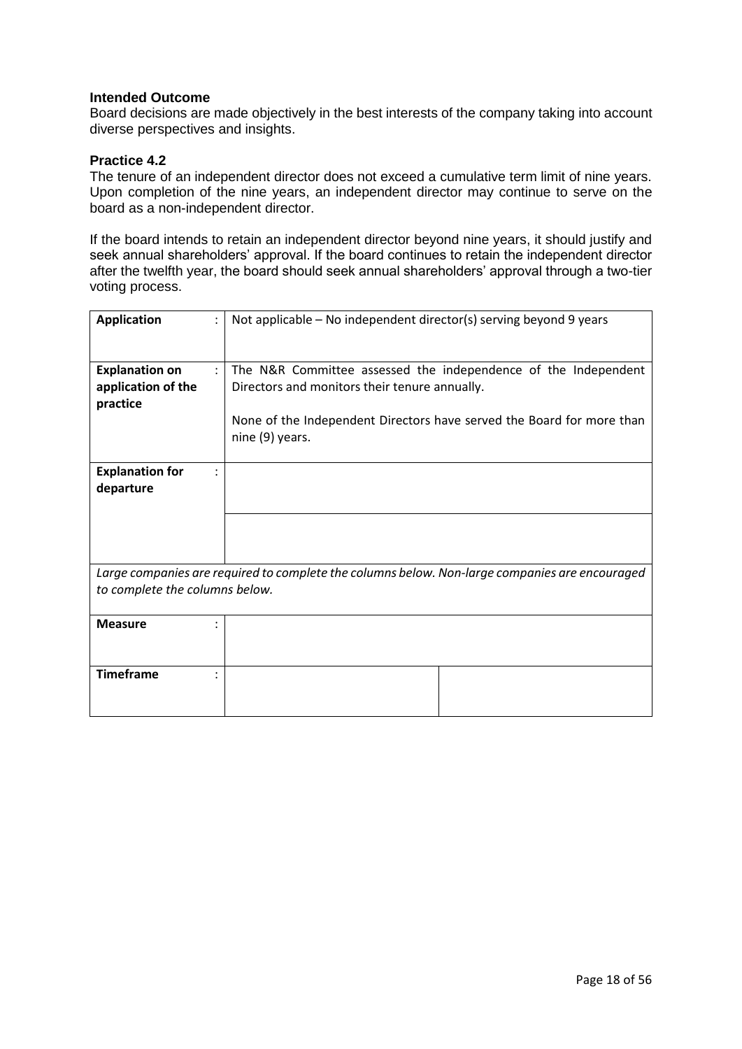**Intended Outcome**

Board decisions are made objectively in the best interests of the company taking into account diverse perspectives and insights.

**Practice 4.2**

The tenure of an independent director does not exceed a cumulative term limit of nine years. Upon completion of the nine years, an independent director may continue to serve on the board as a non-independent director.

If the board intends to retain an independent director beyond nine years, it should justify and seek annual shareholders' approval. If the board continues to retain the independent director after the twelfth year, the board should seek annual shareholders' approval through a two-tier voting process.

| | | |
|---|---|---|
| **Application** : | Not applicable – No independent director(s) serving beyond 9 years | |
| **Explanation on application of the practice** : | The N&R Committee assessed the independence of the Independent Directors and monitors their tenure annually.<br><br>None of the Independent Directors have served the Board for more than nine (9) years. | |
| **Explanation for departure** : | | |
| | | |
| *Large companies are required to complete the columns below. Non-large companies are encouraged to complete the columns below.* | | |
| **Measure** : | | |
| **Timeframe** : | | |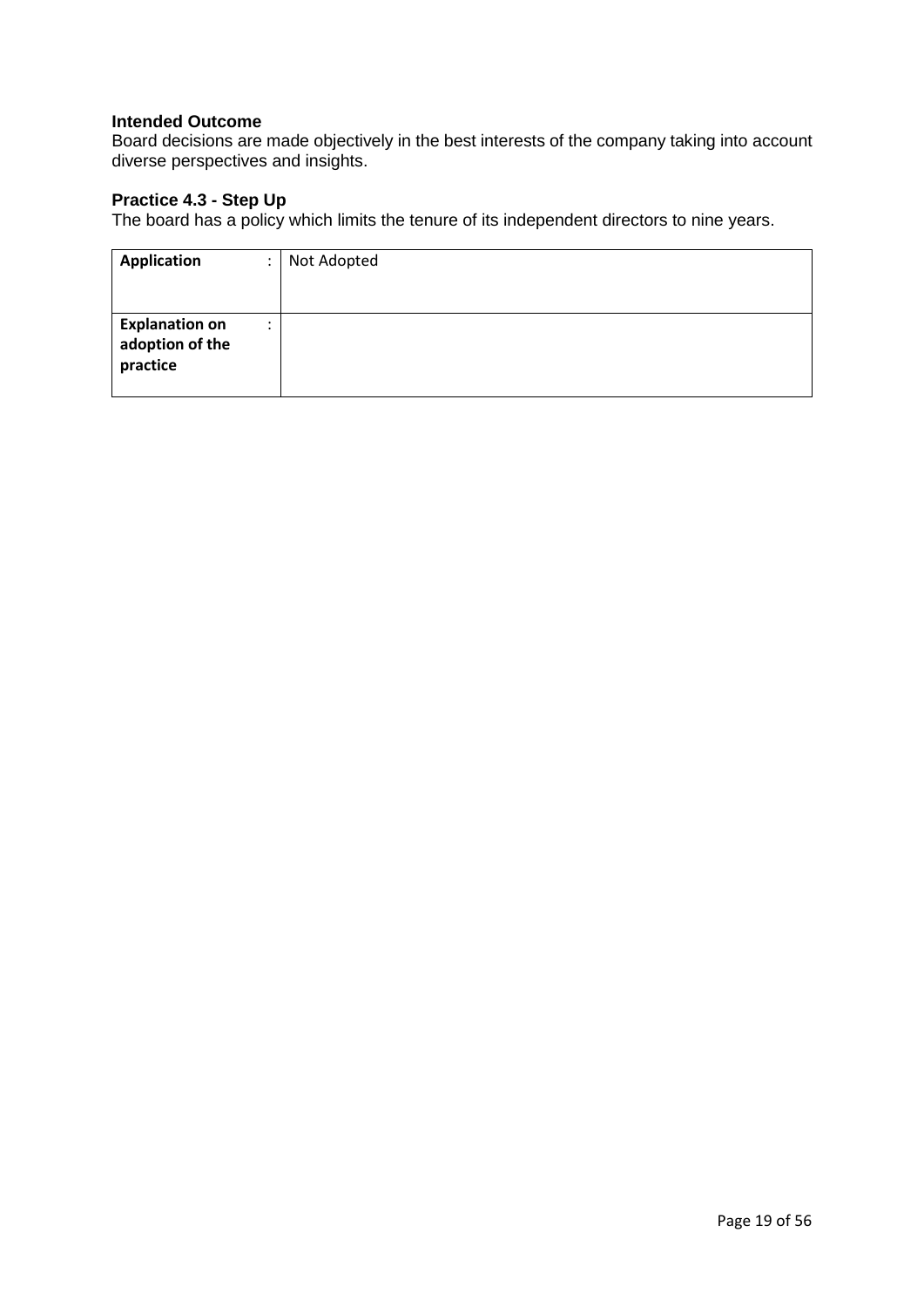**Intended Outcome**

Board decisions are made objectively in the best interests of the company taking into account diverse perspectives and insights.

**Practice 4.3 - Step Up**

The board has a policy which limits the tenure of its independent directors to nine years.

| **Application** | : | Not Adopted |
|---|---|---|
| **Explanation on adoption of the practice** | : | |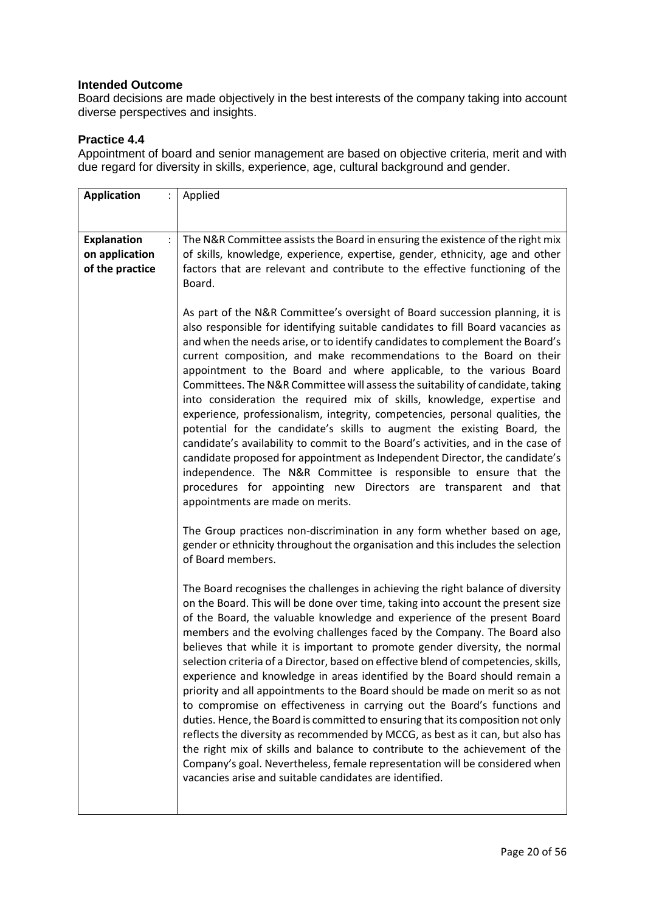**Intended Outcome**

Board decisions are made objectively in the best interests of the company taking into account diverse perspectives and insights.

**Practice 4.4**

Appointment of board and senior management are based on objective criteria, merit and with due regard for diversity in skills, experience, age, cultural background and gender.

| **Application** : | Applied |
|---|---|
| **Explanation on application of the practice** : | The N&R Committee assists the Board in ensuring the existence of the right mix of skills, knowledge, experience, expertise, gender, ethnicity, age and other factors that are relevant and contribute to the effective functioning of the Board.<br><br>As part of the N&R Committee's oversight of Board succession planning, it is also responsible for identifying suitable candidates to fill Board vacancies as and when the needs arise, or to identify candidates to complement the Board's current composition, and make recommendations to the Board on their appointment to the Board and where applicable, to the various Board Committees. The N&R Committee will assess the suitability of candidate, taking into consideration the required mix of skills, knowledge, expertise and experience, professionalism, integrity, competencies, personal qualities, the potential for the candidate's skills to augment the existing Board, the candidate's availability to commit to the Board's activities, and in the case of candidate proposed for appointment as Independent Director, the candidate's independence. The N&R Committee is responsible to ensure that the procedures for appointing new Directors are transparent and that appointments are made on merits.<br><br>The Group practices non-discrimination in any form whether based on age, gender or ethnicity throughout the organisation and this includes the selection of Board members.<br><br>The Board recognises the challenges in achieving the right balance of diversity on the Board. This will be done over time, taking into account the present size of the Board, the valuable knowledge and experience of the present Board members and the evolving challenges faced by the Company. The Board also believes that while it is important to promote gender diversity, the normal selection criteria of a Director, based on effective blend of competencies, skills, experience and knowledge in areas identified by the Board should remain a priority and all appointments to the Board should be made on merit so as not to compromise on effectiveness in carrying out the Board's functions and duties. Hence, the Board is committed to ensuring that its composition not only reflects the diversity as recommended by MCCG, as best as it can, but also has the right mix of skills and balance to contribute to the achievement of the Company's goal. Nevertheless, female representation will be considered when vacancies arise and suitable candidates are identified. |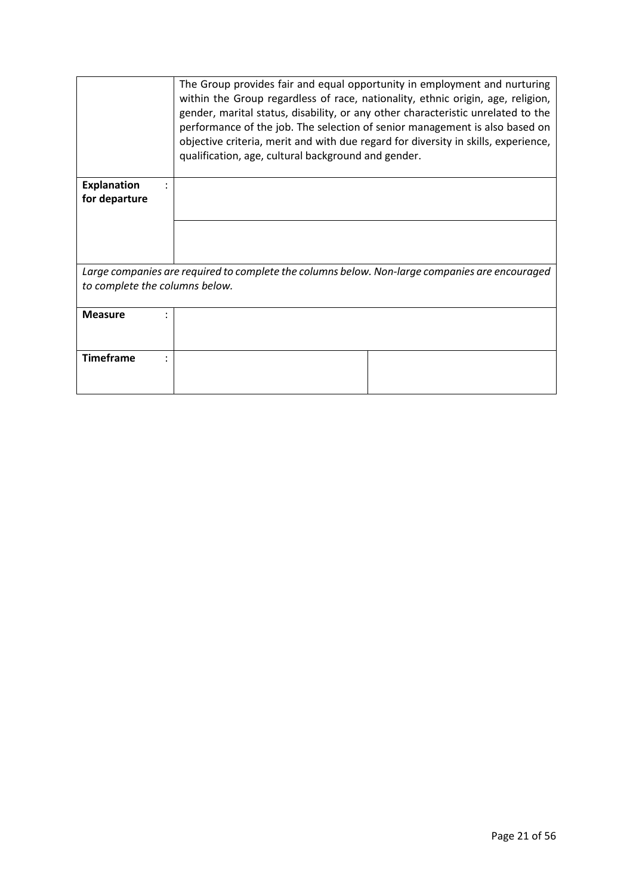| | |
|---|---|
| | The Group provides fair and equal opportunity in employment and nurturing within the Group regardless of race, nationality, ethnic origin, age, religion, gender, marital status, disability, or any other characteristic unrelated to the performance of the job. The selection of senior management is also based on objective criteria, merit and with due regard for diversity in skills, experience, qualification, age, cultural background and gender. |
| **Explanation for departure** : | |
| | |

*Large companies are required to complete the columns below. Non-large companies are encouraged to complete the columns below.*

| | | |
|---|---|---|
| **Measure** : | | |
| **Timeframe** : | | |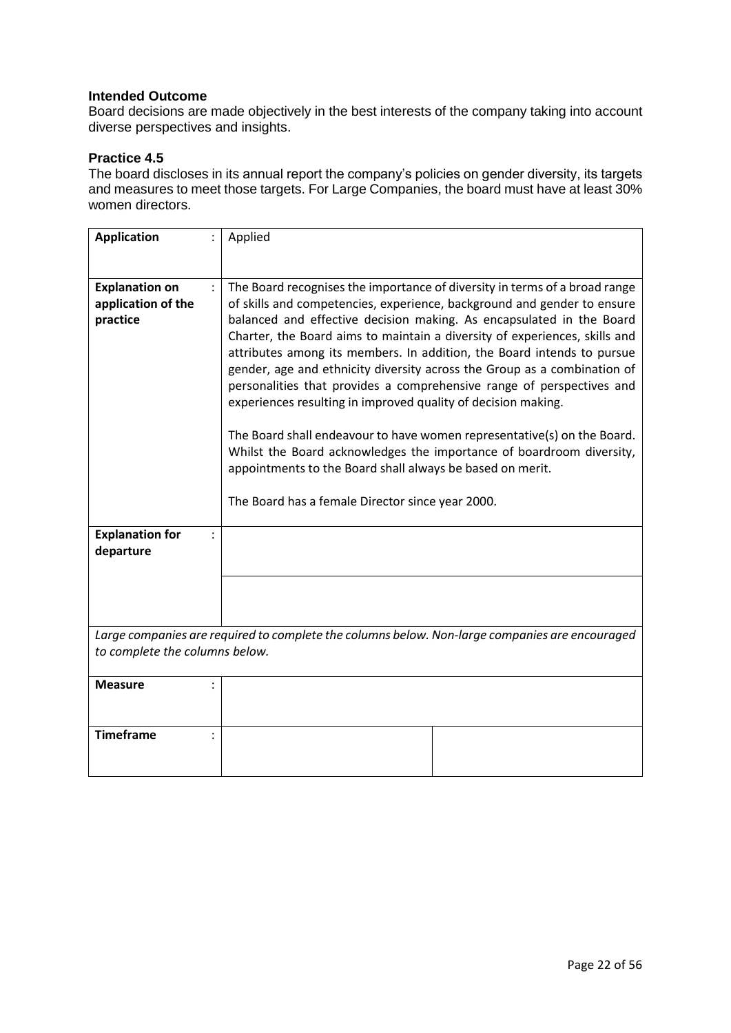**Intended Outcome**

Board decisions are made objectively in the best interests of the company taking into account diverse perspectives and insights.

**Practice 4.5**

The board discloses in its annual report the company's policies on gender diversity, its targets and measures to meet those targets. For Large Companies, the board must have at least 30% women directors.

| | | |
|---|---|---|
| **Application** : | Applied | |
| **Explanation on application of the practice** : | The Board recognises the importance of diversity in terms of a broad range of skills and competencies, experience, background and gender to ensure balanced and effective decision making. As encapsulated in the Board Charter, the Board aims to maintain a diversity of experiences, skills and attributes among its members. In addition, the Board intends to pursue gender, age and ethnicity diversity across the Group as a combination of personalities that provides a comprehensive range of perspectives and experiences resulting in improved quality of decision making.<br><br>The Board shall endeavour to have women representative(s) on the Board. Whilst the Board acknowledges the importance of boardroom diversity, appointments to the Board shall always be based on merit.<br><br>The Board has a female Director since year 2000. | |
| **Explanation for departure** : | | |
| | | |
| *Large companies are required to complete the columns below. Non-large companies are encouraged to complete the columns below.* | | |
| **Measure** : | | |
| **Timeframe** : | | |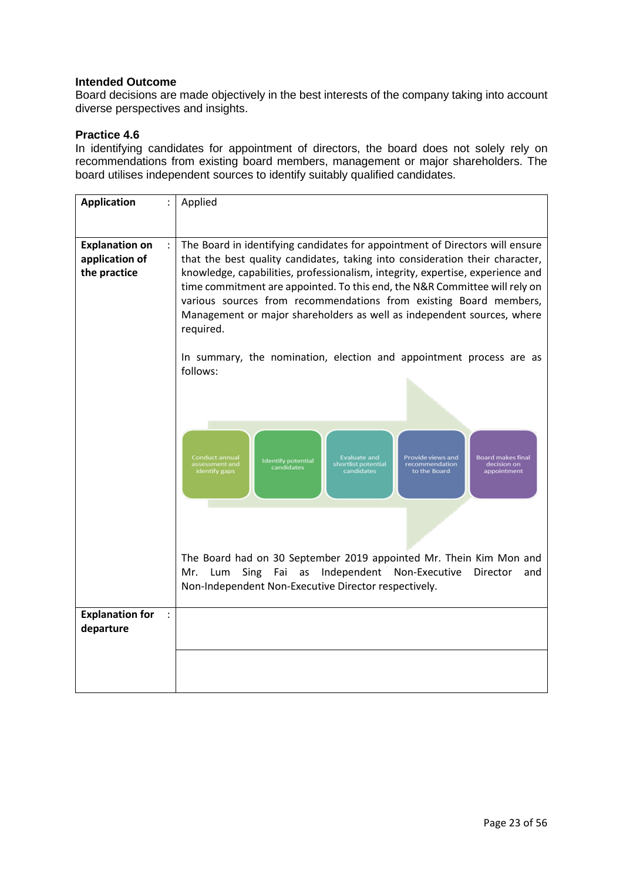**Intended Outcome**

Board decisions are made objectively in the best interests of the company taking into account diverse perspectives and insights.

**Practice 4.6**

In identifying candidates for appointment of directors, the board does not solely rely on recommendations from existing board members, management or major shareholders. The board utilises independent sources to identify suitably qualified candidates.

| | | |
|---|---|---|
| **Application** | : | Applied |
| **Explanation on application of the practice** | : | The Board in identifying candidates for appointment of Directors will ensure that the best quality candidates, taking into consideration their character, knowledge, capabilities, professionalism, integrity, expertise, experience and time commitment are appointed. To this end, the N&R Committee will rely on various sources from recommendations from existing Board members, Management or major shareholders as well as independent sources, where required.<br><br>In summary, the nomination, election and appointment process are as follows:<br><br>Conduct annual assessment and identify gaps → Identify potential candidates → Evaluate and shortlist potential candidates → Provide views and recommendation to the Board → Board makes final decision on appointment<br><br>The Board had on 30 September 2019 appointed Mr. Thein Kim Mon and Mr. Lum Sing Fai as Independent Non-Executive Director and Non-Independent Non-Executive Director respectively. |
| **Explanation for departure** | : | |
| | | |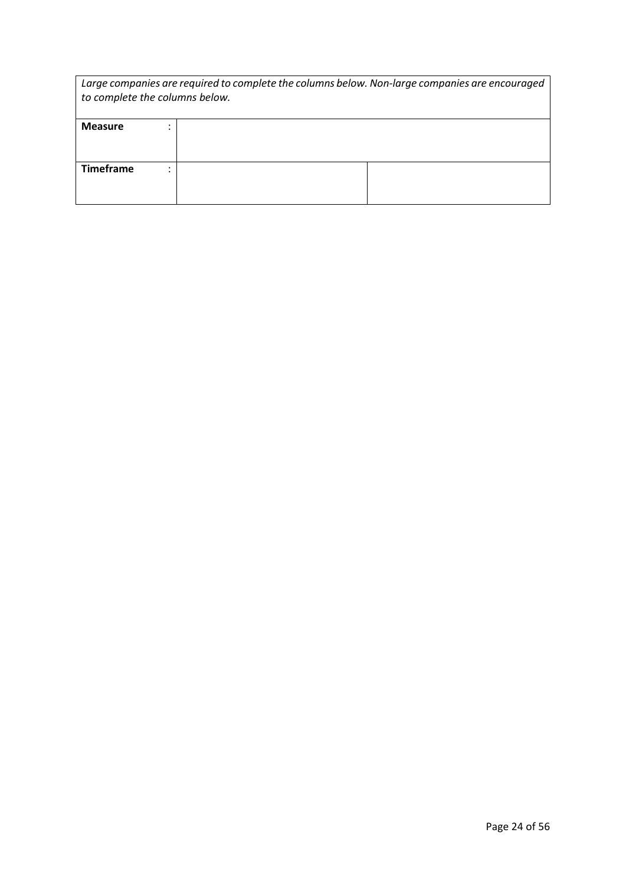| *Large companies are required to complete the columns below. Non-large companies are encouraged to complete the columns below.* | | |
|---|---|---|
| **Measure** : | | |
| **Timeframe** : | | |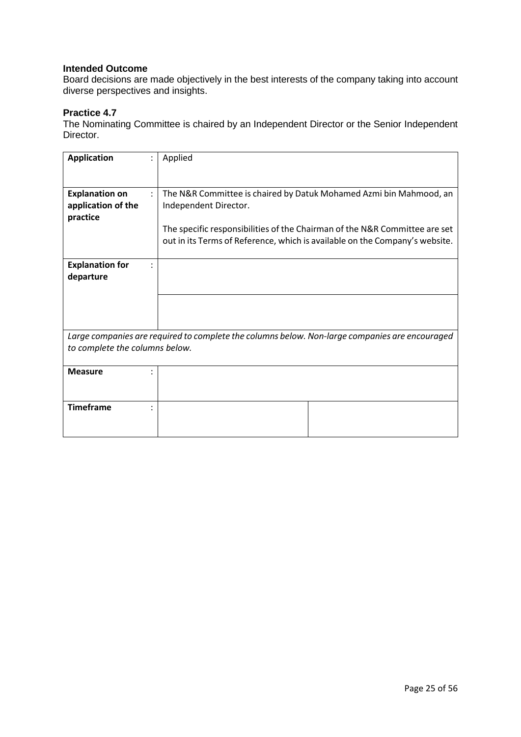**Intended Outcome**

Board decisions are made objectively in the best interests of the company taking into account diverse perspectives and insights.

**Practice 4.7**

The Nominating Committee is chaired by an Independent Director or the Senior Independent Director.

| | | | |
|---|---|---|---|
| **Application** | : | Applied | |
| **Explanation on application of the practice** | : | The N&R Committee is chaired by Datuk Mohamed Azmi bin Mahmood, an Independent Director.<br><br>The specific responsibilities of the Chairman of the N&R Committee are set out in its Terms of Reference, which is available on the Company's website. | |
| **Explanation for departure** | : | | |
| | | | |
| *Large companies are required to complete the columns below. Non-large companies are encouraged to complete the columns below.* | | | |
| **Measure** | : | | |
| **Timeframe** | : | | |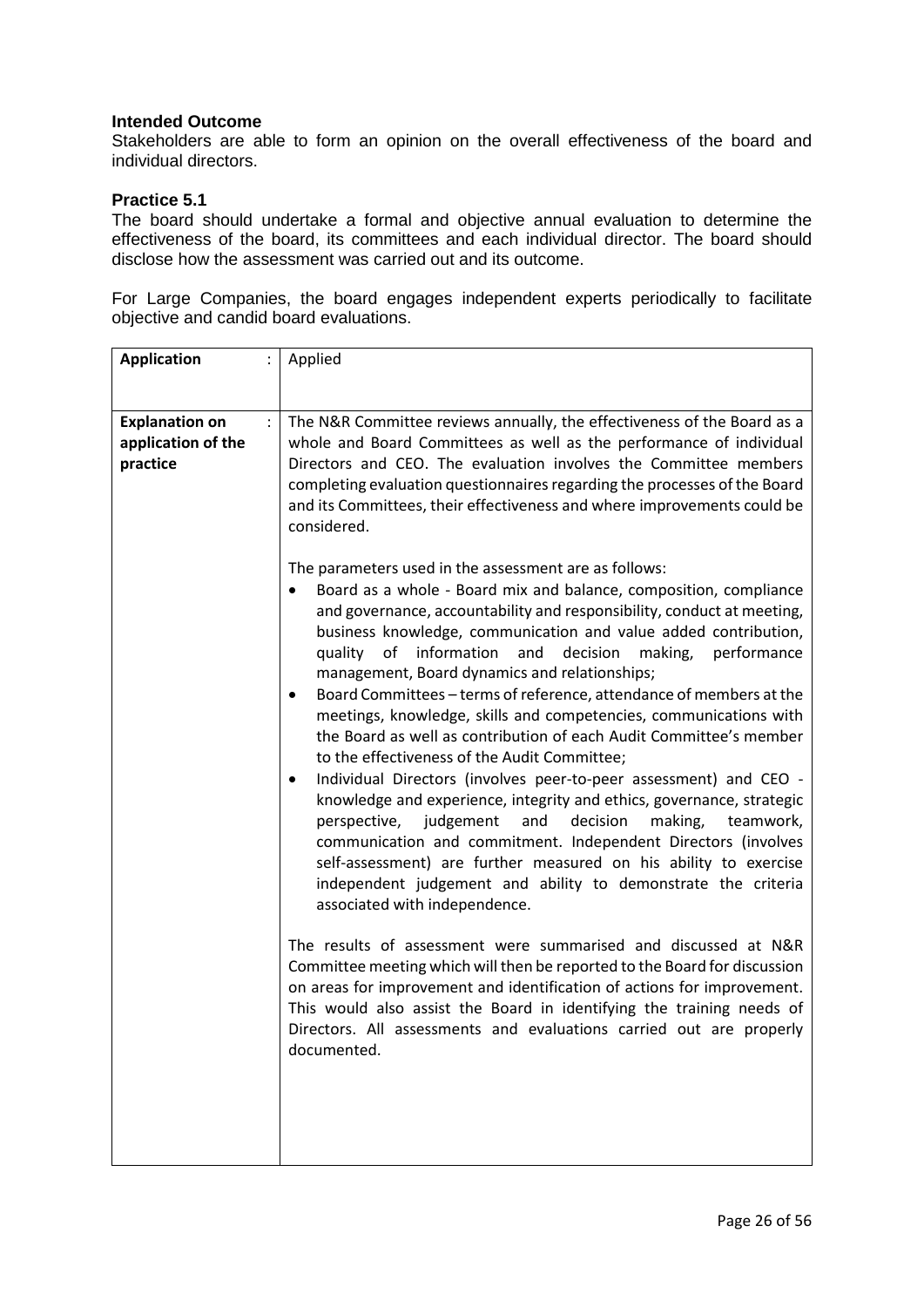**Intended Outcome**
Stakeholders are able to form an opinion on the overall effectiveness of the board and individual directors.

**Practice 5.1**
The board should undertake a formal and objective annual evaluation to determine the effectiveness of the board, its committees and each individual director. The board should disclose how the assessment was carried out and its outcome.

For Large Companies, the board engages independent experts periodically to facilitate objective and candid board evaluations.

| | |
|---|---|
| **Application** : | Applied |
| **Explanation on application of the practice** : | The N&R Committee reviews annually, the effectiveness of the Board as a whole and Board Committees as well as the performance of individual Directors and CEO. The evaluation involves the Committee members completing evaluation questionnaires regarding the processes of the Board and its Committees, their effectiveness and where improvements could be considered.<br><br>The parameters used in the assessment are as follows:<br>• Board as a whole - Board mix and balance, composition, compliance and governance, accountability and responsibility, conduct at meeting, business knowledge, communication and value added contribution, quality of information and decision making, performance management, Board dynamics and relationships;<br>• Board Committees – terms of reference, attendance of members at the meetings, knowledge, skills and competencies, communications with the Board as well as contribution of each Audit Committee's member to the effectiveness of the Audit Committee;<br>• Individual Directors (involves peer-to-peer assessment) and CEO - knowledge and experience, integrity and ethics, governance, strategic perspective, judgement and decision making, teamwork, communication and commitment. Independent Directors (involves self-assessment) are further measured on his ability to exercise independent judgement and ability to demonstrate the criteria associated with independence.<br><br>The results of assessment were summarised and discussed at N&R Committee meeting which will then be reported to the Board for discussion on areas for improvement and identification of actions for improvement. This would also assist the Board in identifying the training needs of Directors. All assessments and evaluations carried out are properly documented. |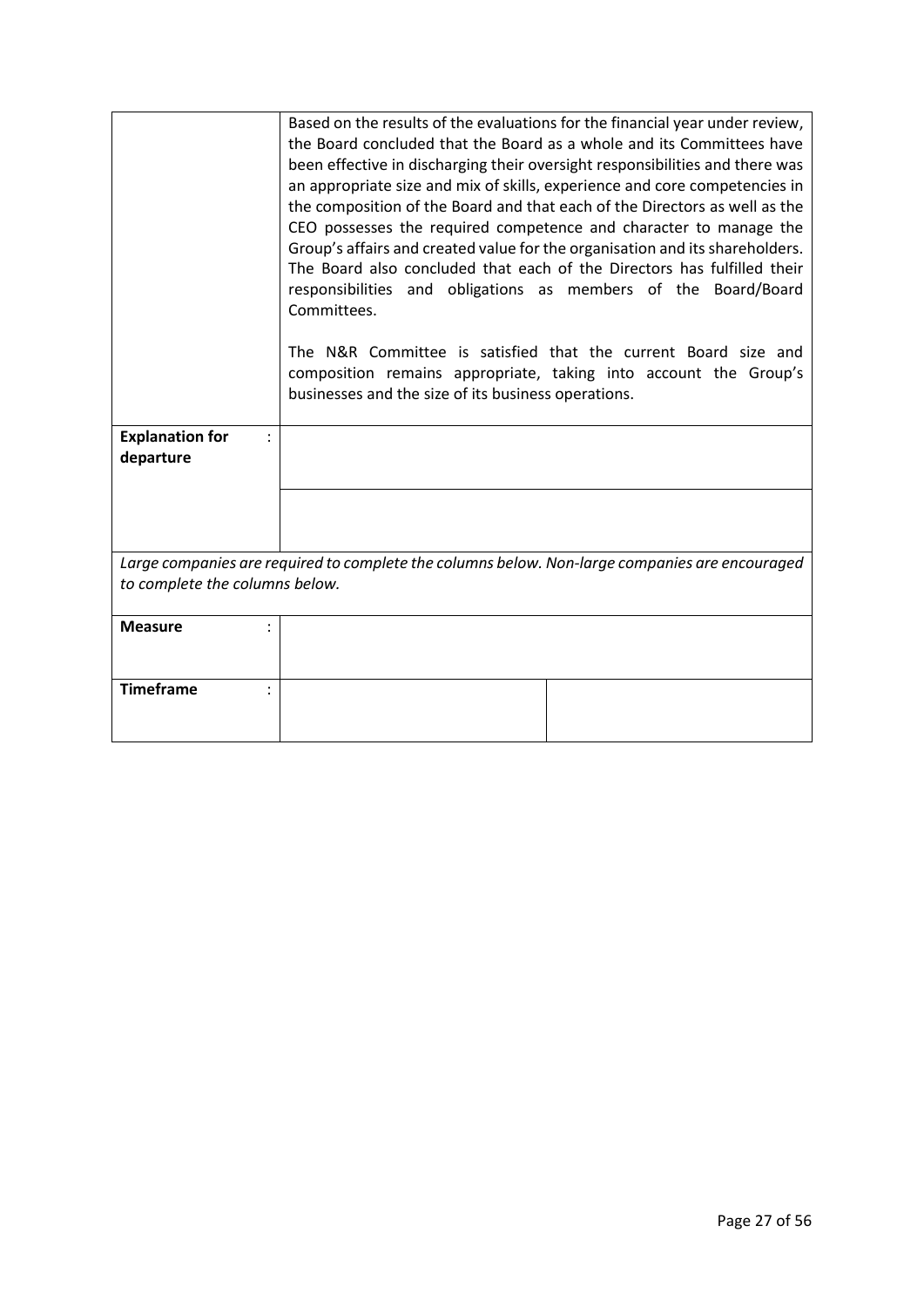| | |
|---|---|
| | Based on the results of the evaluations for the financial year under review, the Board concluded that the Board as a whole and its Committees have been effective in discharging their oversight responsibilities and there was an appropriate size and mix of skills, experience and core competencies in the composition of the Board and that each of the Directors as well as the CEO possesses the required competence and character to manage the Group's affairs and created value for the organisation and its shareholders. The Board also concluded that each of the Directors has fulfilled their responsibilities and obligations as members of the Board/Board Committees.<br><br>The N&R Committee is satisfied that the current Board size and composition remains appropriate, taking into account the Group's businesses and the size of its business operations. |
| **Explanation for departure** : | |
| | |

*Large companies are required to complete the columns below. Non-large companies are encouraged to complete the columns below.*

| | | |
|---|---|---|
| **Measure** : | | |
| **Timeframe** : | | |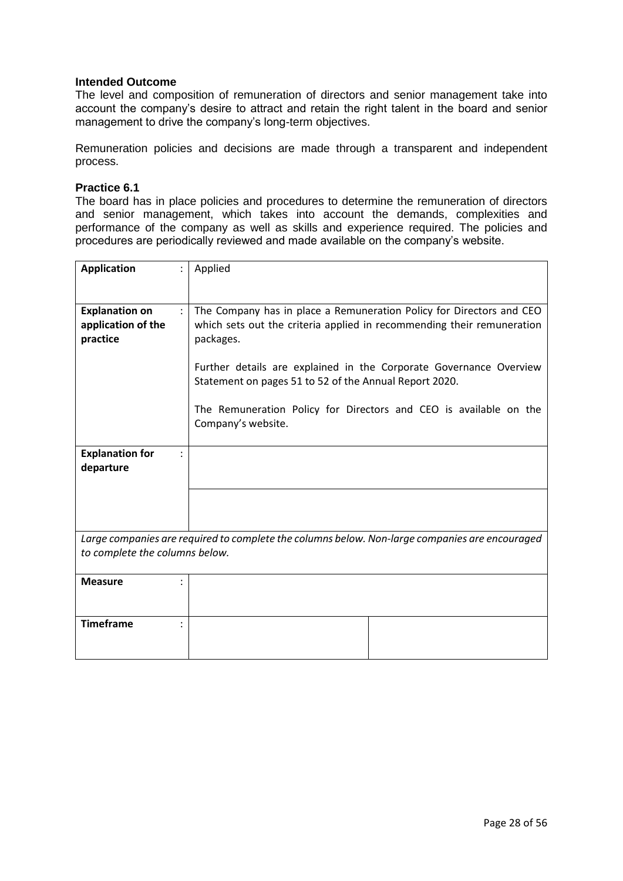### Intended Outcome

The level and composition of remuneration of directors and senior management take into account the company's desire to attract and retain the right talent in the board and senior management to drive the company's long-term objectives.

Remuneration policies and decisions are made through a transparent and independent process.

### Practice 6.1

The board has in place policies and procedures to determine the remuneration of directors and senior management, which takes into account the demands, complexities and performance of the company as well as skills and experience required. The policies and procedures are periodically reviewed and made available on the company's website.

| | | |
|---|---|---|
| **Application** : | Applied | |
| **Explanation on application of the practice** : | The Company has in place a Remuneration Policy for Directors and CEO which sets out the criteria applied in recommending their remuneration packages.<br><br>Further details are explained in the Corporate Governance Overview Statement on pages 51 to 52 of the Annual Report 2020.<br><br>The Remuneration Policy for Directors and CEO is available on the Company's website. | |
| **Explanation for departure** : | | |
| | | |
| *Large companies are required to complete the columns below. Non-large companies are encouraged to complete the columns below.* | | |
| **Measure** : | | |
| **Timeframe** : | | |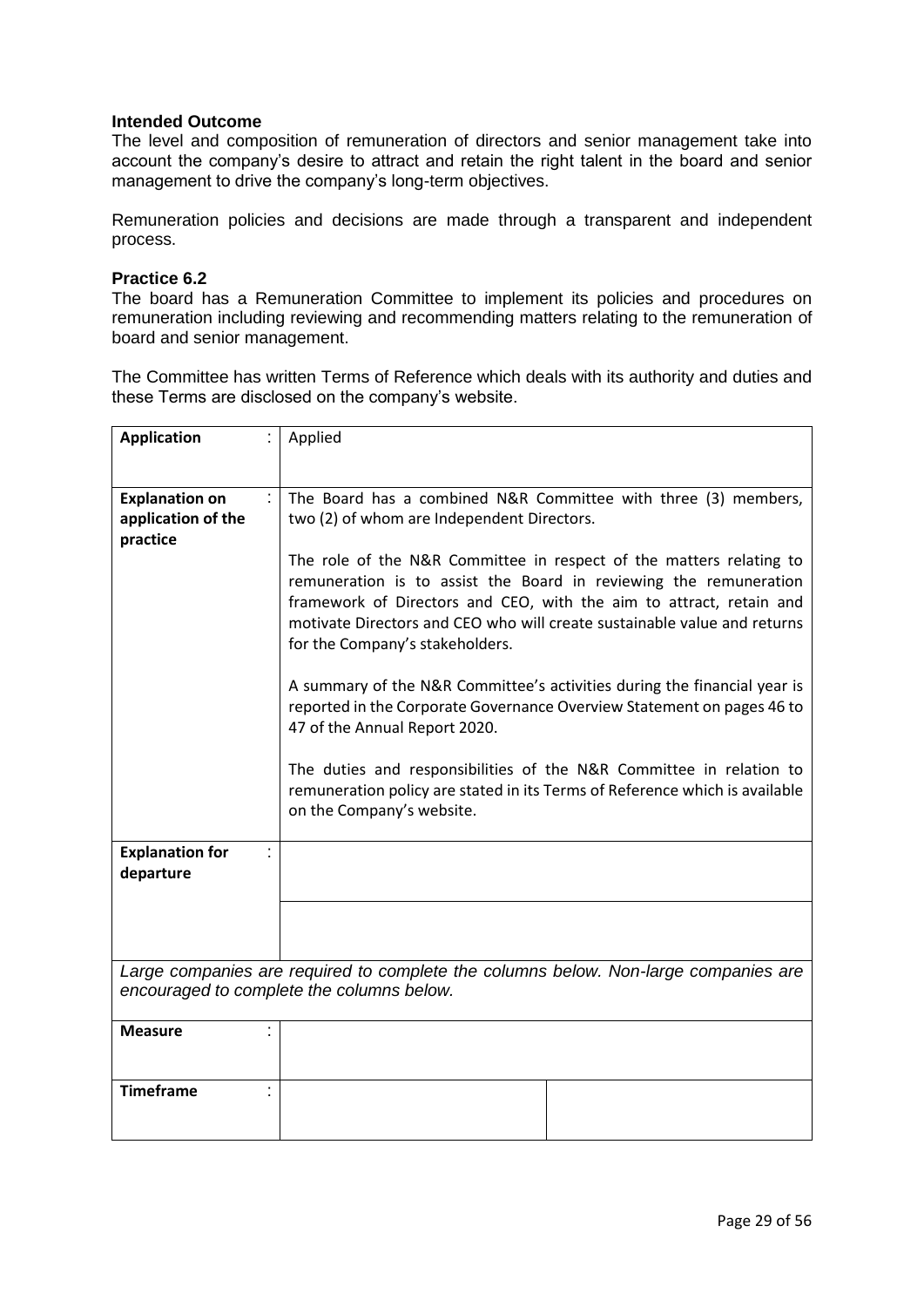### Intended Outcome

The level and composition of remuneration of directors and senior management take into account the company's desire to attract and retain the right talent in the board and senior management to drive the company's long-term objectives.

Remuneration policies and decisions are made through a transparent and independent process.

### Practice 6.2

The board has a Remuneration Committee to implement its policies and procedures on remuneration including reviewing and recommending matters relating to the remuneration of board and senior management.

The Committee has written Terms of Reference which deals with its authority and duties and these Terms are disclosed on the company's website.

| **Application** : | Applied | |
|---|---|---|
| **Explanation on application of the practice** : | The Board has a combined N&R Committee with three (3) members, two (2) of whom are Independent Directors.<br><br>The role of the N&R Committee in respect of the matters relating to remuneration is to assist the Board in reviewing the remuneration framework of Directors and CEO, with the aim to attract, retain and motivate Directors and CEO who will create sustainable value and returns for the Company's stakeholders.<br><br>A summary of the N&R Committee's activities during the financial year is reported in the Corporate Governance Overview Statement on pages 46 to 47 of the Annual Report 2020.<br><br>The duties and responsibilities of the N&R Committee in relation to remuneration policy are stated in its Terms of Reference which is available on the Company's website. | |
| **Explanation for departure** : | | |
| | | |
| *Large companies are required to complete the columns below. Non-large companies are encouraged to complete the columns below.* | | |
| **Measure** : | | |
| **Timeframe** : | | |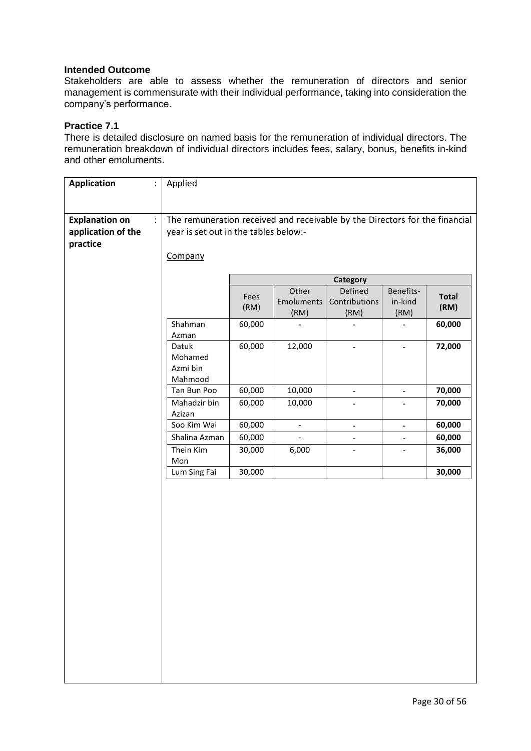**Intended Outcome**

Stakeholders are able to assess whether the remuneration of directors and senior management is commensurate with their individual performance, taking into consideration the company's performance.

**Practice 7.1**

There is detailed disclosure on named basis for the remuneration of individual directors. The remuneration breakdown of individual directors includes fees, salary, bonus, benefits in-kind and other emoluments.

| | |
|---|---|
| **Application** : | Applied |
| **Explanation on application of the practice** : | The remuneration received and receivable by the Directors for the financial year is set out in the tables below:-<br><br>Company |

| | Category | | | | |
|---|---|---|---|---|---|
| | Fees (RM) | Other Emoluments (RM) | Defined Contributions (RM) | Benefits-in-kind (RM) | **Total (RM)** |
| Shahman Azman | 60,000 | - | - | - | **60,000** |
| Datuk Mohamed Azmi bin Mahmood | 60,000 | 12,000 | - | - | **72,000** |
| Tan Bun Poo | 60,000 | 10,000 | - | - | **70,000** |
| Mahadzir bin Azizan | 60,000 | 10,000 | - | - | **70,000** |
| Soo Kim Wai | 60,000 | - | - | - | **60,000** |
| Shalina Azman | 60,000 | - | - | - | **60,000** |
| Thein Kim Mon | 30,000 | 6,000 | - | - | **36,000** |
| Lum Sing Fai | 30,000 | | | | **30,000** |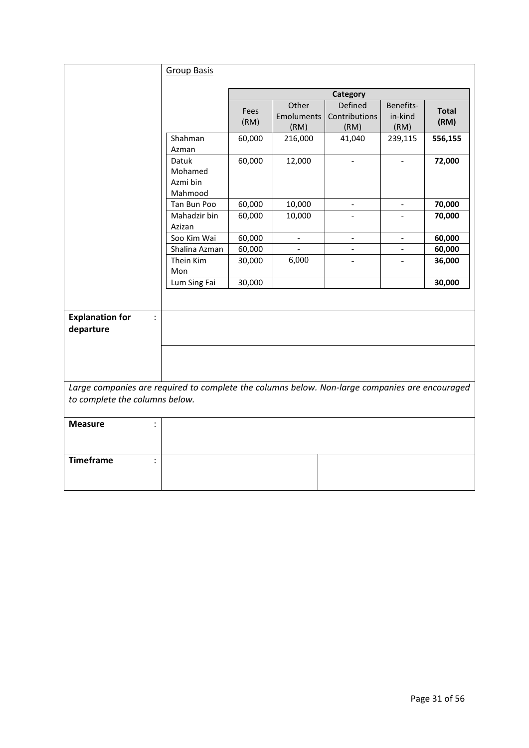Group Basis

| | Category | | | | |
|---|---|---|---|---|---|
| | Fees (RM) | Other Emoluments (RM) | Defined Contributions (RM) | Benefits-in-kind (RM) | **Total (RM)** |
| Shahman Azman | 60,000 | 216,000 | 41,040 | 239,115 | **556,155** |
| Datuk Mohamed Azmi bin Mahmood | 60,000 | 12,000 | - | - | **72,000** |
| Tan Bun Poo | 60,000 | 10,000 | - | - | **70,000** |
| Mahadzir bin Azizan | 60,000 | 10,000 | - | - | **70,000** |
| Soo Kim Wai | 60,000 | - | - | - | **60,000** |
| Shalina Azman | 60,000 | - | - | - | **60,000** |
| Thein Kim Mon | 30,000 | 6,000 | - | - | **36,000** |
| Lum Sing Fai | 30,000 | | | | **30,000** |

**Explanation for departure** :

*Large companies are required to complete the columns below. Non-large companies are encouraged to complete the columns below.*

**Measure** :

**Timeframe** :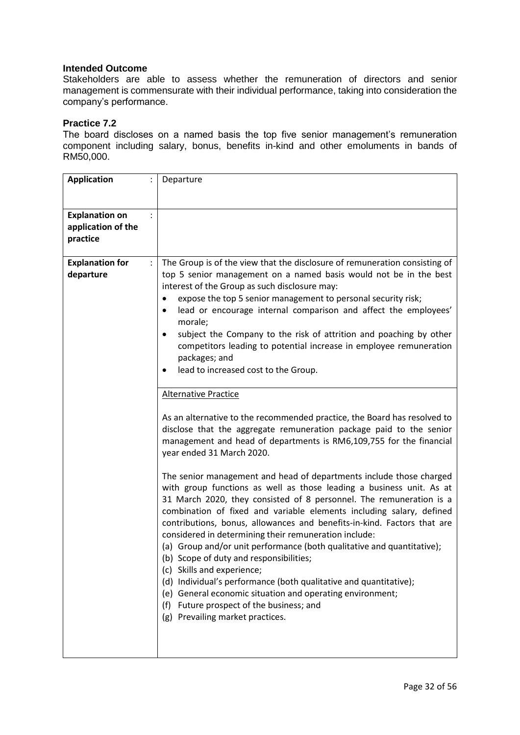### Intended Outcome

Stakeholders are able to assess whether the remuneration of directors and senior management is commensurate with their individual performance, taking into consideration the company's performance.

### Practice 7.2

The board discloses on a named basis the top five senior management's remuneration component including salary, bonus, benefits in-kind and other emoluments in bands of RM50,000.

| | |
|---|---|
| **Application** : | Departure |
| **Explanation on application of the practice** : | |
| **Explanation for departure** : | The Group is of the view that the disclosure of remuneration consisting of top 5 senior management on a named basis would not be in the best interest of the Group as such disclosure may:<br>• expose the top 5 senior management to personal security risk;<br>• lead or encourage internal comparison and affect the employees' morale;<br>• subject the Company to the risk of attrition and poaching by other competitors leading to potential increase in employee remuneration packages; and<br>• lead to increased cost to the Group. |
| | Alternative Practice<br><br>As an alternative to the recommended practice, the Board has resolved to disclose that the aggregate remuneration package paid to the senior management and head of departments is RM6,109,755 for the financial year ended 31 March 2020.<br><br>The senior management and head of departments include those charged with group functions as well as those leading a business unit. As at 31 March 2020, they consisted of 8 personnel. The remuneration is a combination of fixed and variable elements including salary, defined contributions, bonus, allowances and benefits-in-kind. Factors that are considered in determining their remuneration include:<br>(a) Group and/or unit performance (both qualitative and quantitative);<br>(b) Scope of duty and responsibilities;<br>(c) Skills and experience;<br>(d) Individual's performance (both qualitative and quantitative);<br>(e) General economic situation and operating environment;<br>(f) Future prospect of the business; and<br>(g) Prevailing market practices. |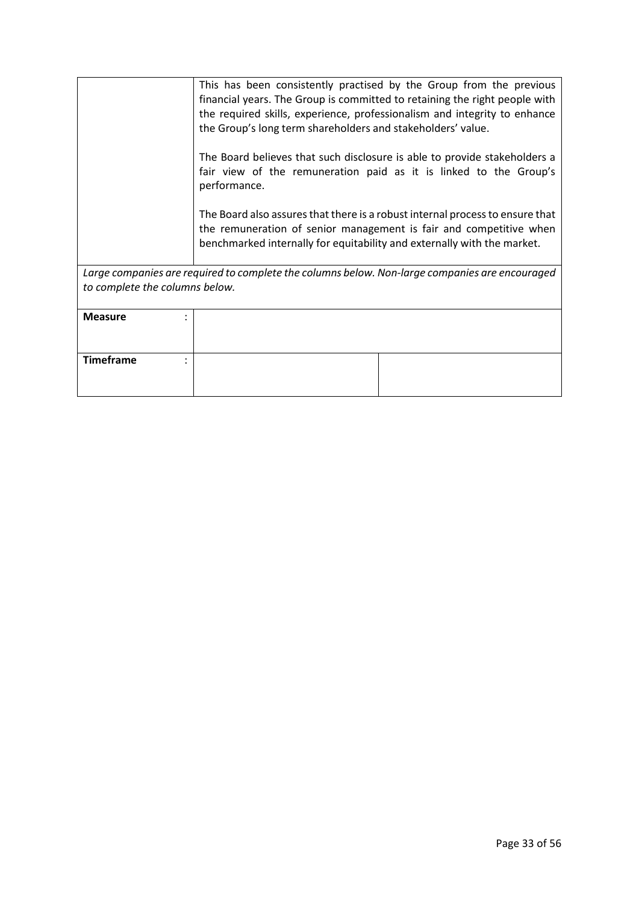| | |
|---|---|
| | This has been consistently practised by the Group from the previous financial years. The Group is committed to retaining the right people with the required skills, experience, professionalism and integrity to enhance the Group's long term shareholders and stakeholders' value.<br><br>The Board believes that such disclosure is able to provide stakeholders a fair view of the remuneration paid as it is linked to the Group's performance.<br><br>The Board also assures that there is a robust internal process to ensure that the remuneration of senior management is fair and competitive when benchmarked internally for equitability and externally with the market. |

*Large companies are required to complete the columns below. Non-large companies are encouraged to complete the columns below.*

| | | |
|---|---|---|
| **Measure** : | | |
| **Timeframe** : | | |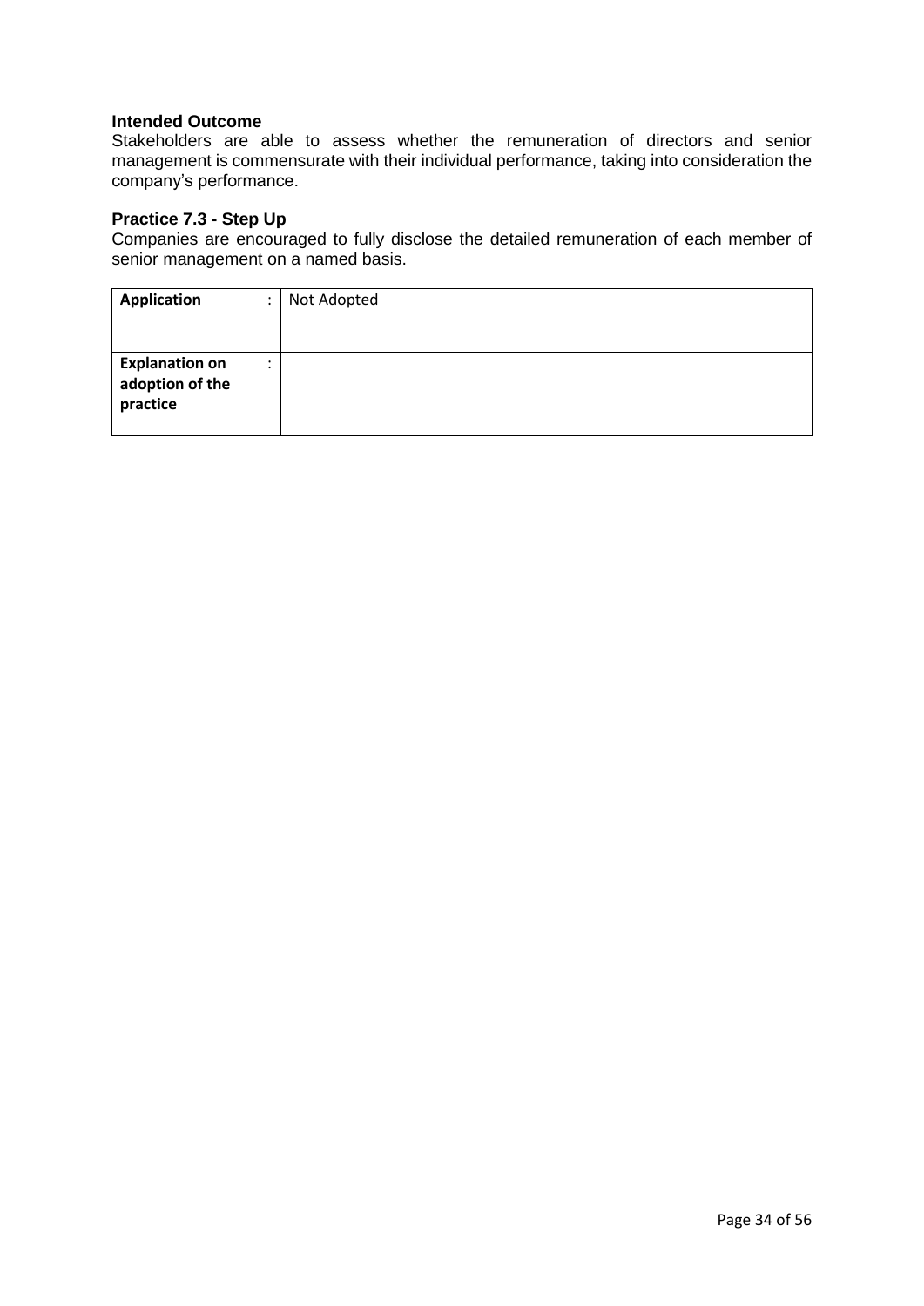**Intended Outcome**

Stakeholders are able to assess whether the remuneration of directors and senior management is commensurate with their individual performance, taking into consideration the company's performance.

**Practice 7.3 - Step Up**

Companies are encouraged to fully disclose the detailed remuneration of each member of senior management on a named basis.

| | |
|---|---|
| **Application** : | Not Adopted |
| **Explanation on adoption of the practice** : | |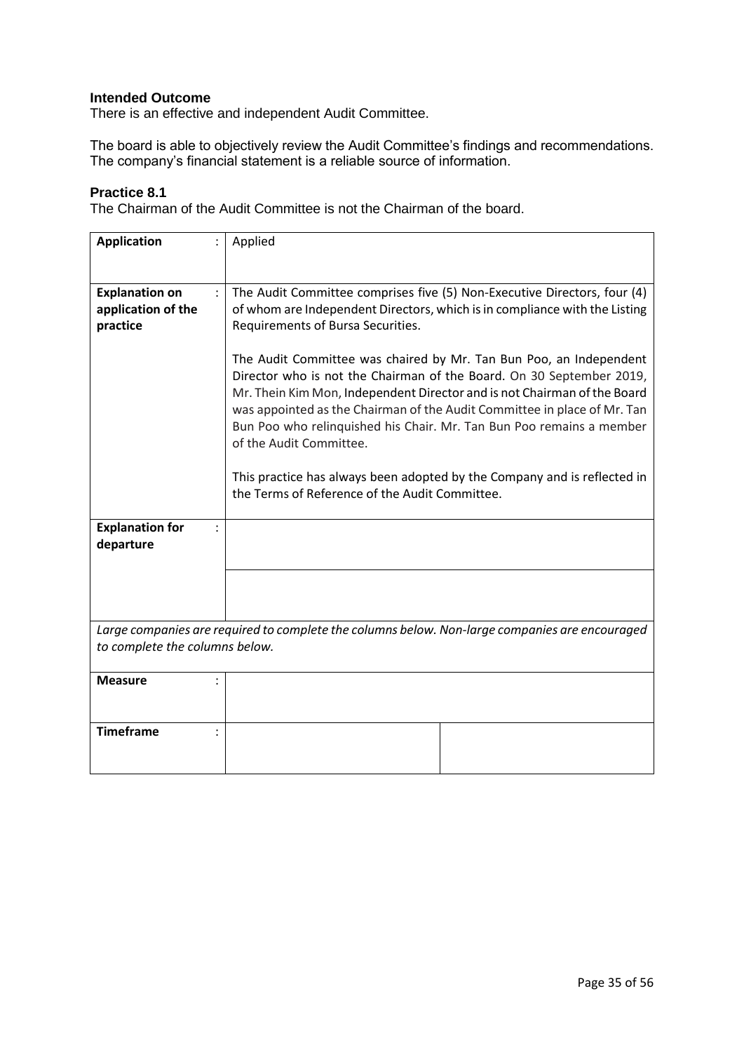**Intended Outcome**

There is an effective and independent Audit Committee.

The board is able to objectively review the Audit Committee's findings and recommendations. The company's financial statement is a reliable source of information.

**Practice 8.1**

The Chairman of the Audit Committee is not the Chairman of the board.

| | | |
|---|---|---|
| **Application** : | Applied | |
| **Explanation on application of the practice** : | The Audit Committee comprises five (5) Non-Executive Directors, four (4) of whom are Independent Directors, which is in compliance with the Listing Requirements of Bursa Securities.<br><br>The Audit Committee was chaired by Mr. Tan Bun Poo, an Independent Director who is not the Chairman of the Board. On 30 September 2019, Mr. Thein Kim Mon, Independent Director and is not Chairman of the Board was appointed as the Chairman of the Audit Committee in place of Mr. Tan Bun Poo who relinquished his Chair. Mr. Tan Bun Poo remains a member of the Audit Committee.<br><br>This practice has always been adopted by the Company and is reflected in the Terms of Reference of the Audit Committee. | |
| **Explanation for departure** : | | |
| | | |
| *Large companies are required to complete the columns below. Non-large companies are encouraged to complete the columns below.* | | |
| **Measure** : | | |
| **Timeframe** : | | |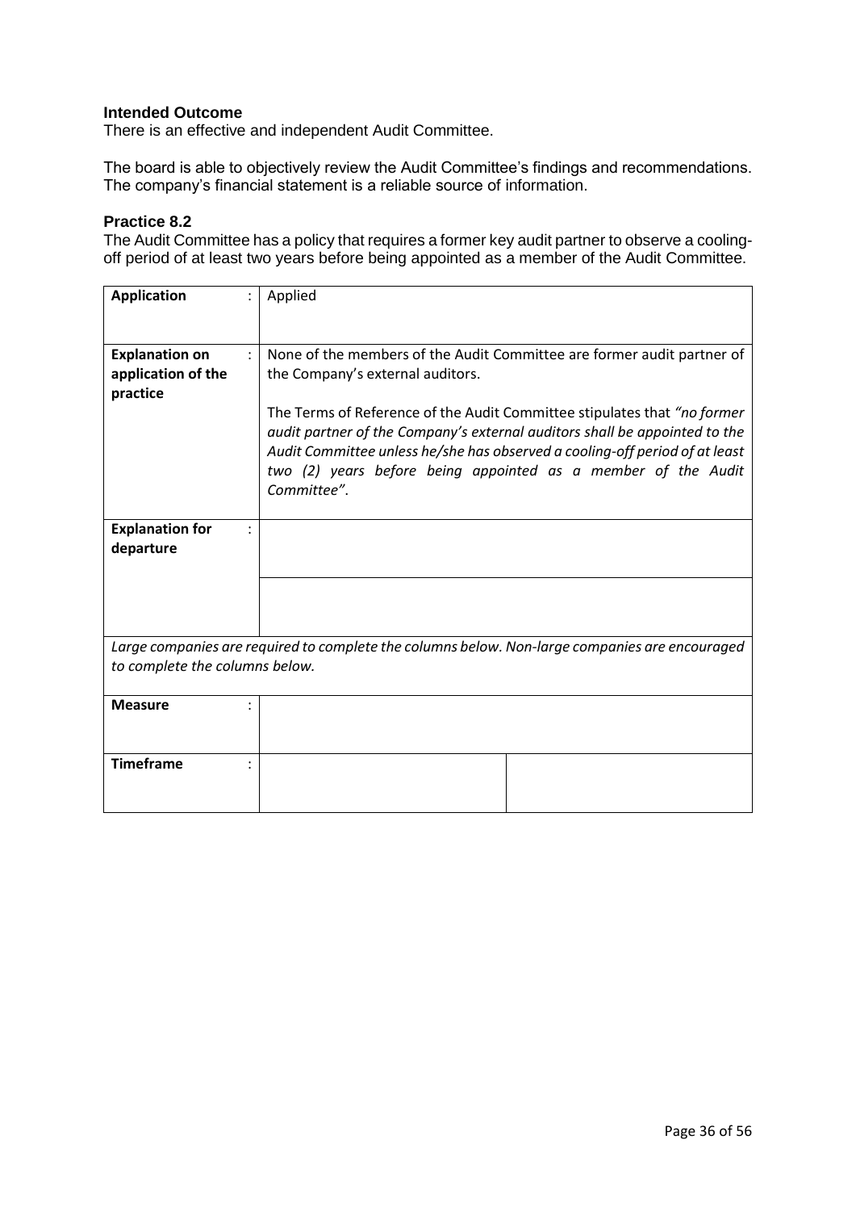**Intended Outcome**
There is an effective and independent Audit Committee.

The board is able to objectively review the Audit Committee's findings and recommendations. The company's financial statement is a reliable source of information.

**Practice 8.2**
The Audit Committee has a policy that requires a former key audit partner to observe a cooling-off period of at least two years before being appointed as a member of the Audit Committee.

| | | | |
|---|---|---|---|
| **Application** | : | Applied | |
| **Explanation on application of the practice** | : | None of the members of the Audit Committee are former audit partner of the Company's external auditors.<br><br>The Terms of Reference of the Audit Committee stipulates that *"no former audit partner of the Company's external auditors shall be appointed to the Audit Committee unless he/she has observed a cooling-off period of at least two (2) years before being appointed as a member of the Audit Committee"*. | |
| **Explanation for departure** | : | | |
| | | | |
| *Large companies are required to complete the columns below. Non-large companies are encouraged to complete the columns below.* | | | |
| **Measure** | : | | |
| **Timeframe** | : | | |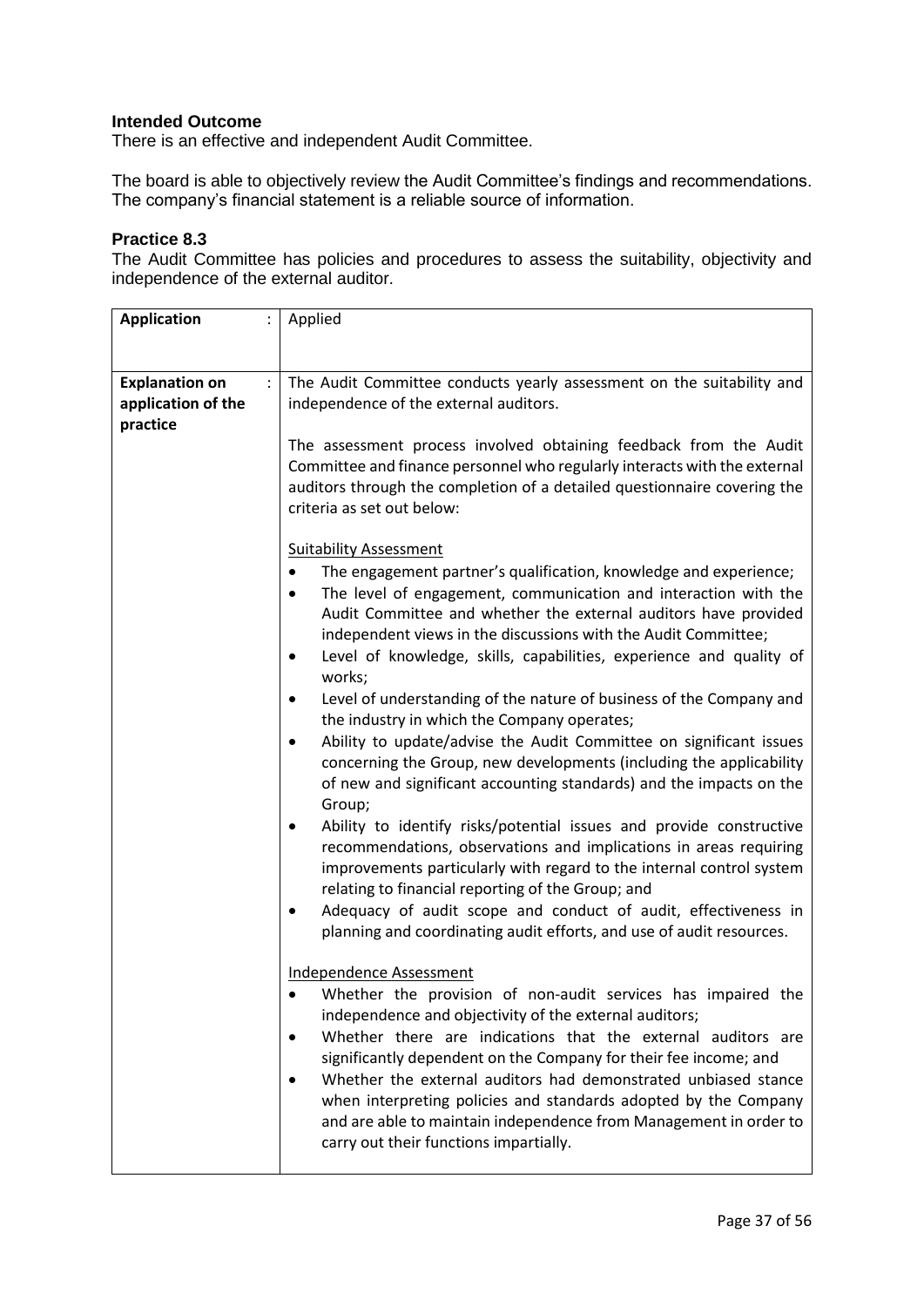**Intended Outcome**

There is an effective and independent Audit Committee.

The board is able to objectively review the Audit Committee's findings and recommendations. The company's financial statement is a reliable source of information.

**Practice 8.3**

The Audit Committee has policies and procedures to assess the suitability, objectivity and independence of the external auditor.

| **Application** : | Applied |
|---|---|
| **Explanation on application of the practice** : | The Audit Committee conducts yearly assessment on the suitability and independence of the external auditors.<br><br>The assessment process involved obtaining feedback from the Audit Committee and finance personnel who regularly interacts with the external auditors through the completion of a detailed questionnaire covering the criteria as set out below:<br><br><u>Suitability Assessment</u><br>• The engagement partner's qualification, knowledge and experience;<br>• The level of engagement, communication and interaction with the Audit Committee and whether the external auditors have provided independent views in the discussions with the Audit Committee;<br>• Level of knowledge, skills, capabilities, experience and quality of works;<br>• Level of understanding of the nature of business of the Company and the industry in which the Company operates;<br>• Ability to update/advise the Audit Committee on significant issues concerning the Group, new developments (including the applicability of new and significant accounting standards) and the impacts on the Group;<br>• Ability to identify risks/potential issues and provide constructive recommendations, observations and implications in areas requiring improvements particularly with regard to the internal control system relating to financial reporting of the Group; and<br>• Adequacy of audit scope and conduct of audit, effectiveness in planning and coordinating audit efforts, and use of audit resources.<br><br><u>Independence Assessment</u><br>• Whether the provision of non-audit services has impaired the independence and objectivity of the external auditors;<br>• Whether there are indications that the external auditors are significantly dependent on the Company for their fee income; and<br>• Whether the external auditors had demonstrated unbiased stance when interpreting policies and standards adopted by the Company and are able to maintain independence from Management in order to carry out their functions impartially. |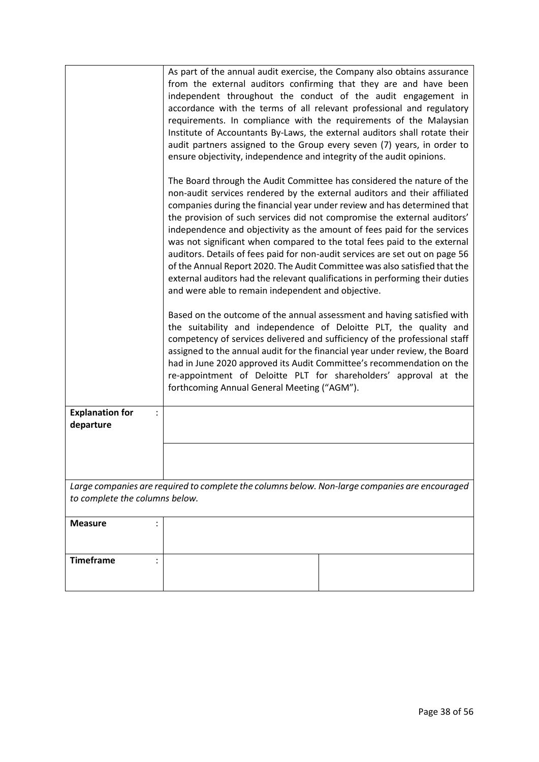| | |
|---|---|
| | As part of the annual audit exercise, the Company also obtains assurance from the external auditors confirming that they are and have been independent throughout the conduct of the audit engagement in accordance with the terms of all relevant professional and regulatory requirements. In compliance with the requirements of the Malaysian Institute of Accountants By-Laws, the external auditors shall rotate their audit partners assigned to the Group every seven (7) years, in order to ensure objectivity, independence and integrity of the audit opinions.<br><br>The Board through the Audit Committee has considered the nature of the non-audit services rendered by the external auditors and their affiliated companies during the financial year under review and has determined that the provision of such services did not compromise the external auditors' independence and objectivity as the amount of fees paid for the services was not significant when compared to the total fees paid to the external auditors. Details of fees paid for non-audit services are set out on page 56 of the Annual Report 2020. The Audit Committee was also satisfied that the external auditors had the relevant qualifications in performing their duties and were able to remain independent and objective.<br><br>Based on the outcome of the annual assessment and having satisfied with the suitability and independence of Deloitte PLT, the quality and competency of services delivered and sufficiency of the professional staff assigned to the annual audit for the financial year under review, the Board had in June 2020 approved its Audit Committee's recommendation on the re-appointment of Deloitte PLT for shareholders' approval at the forthcoming Annual General Meeting ("AGM"). |
| **Explanation for departure** : | |
| | |

*Large companies are required to complete the columns below. Non-large companies are encouraged to complete the columns below.*

| | | |
|---|---|---|
| **Measure** : | | |
| **Timeframe** : | | |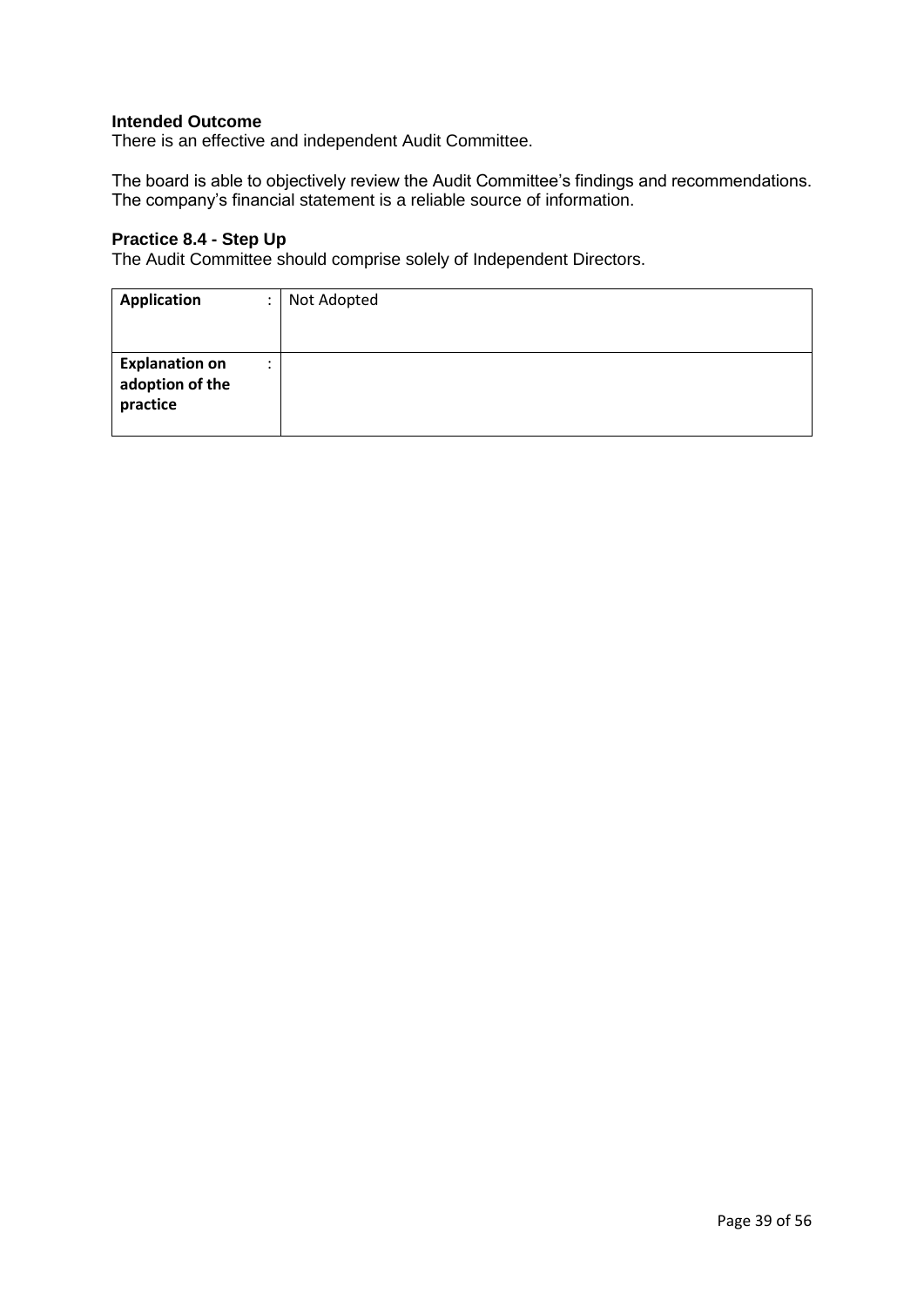**Intended Outcome**

There is an effective and independent Audit Committee.

The board is able to objectively review the Audit Committee's findings and recommendations. The company's financial statement is a reliable source of information.

**Practice 8.4 - Step Up**

The Audit Committee should comprise solely of Independent Directors.

| | |
|---|---|
| **Application** : | Not Adopted |
| **Explanation on adoption of the practice** : | |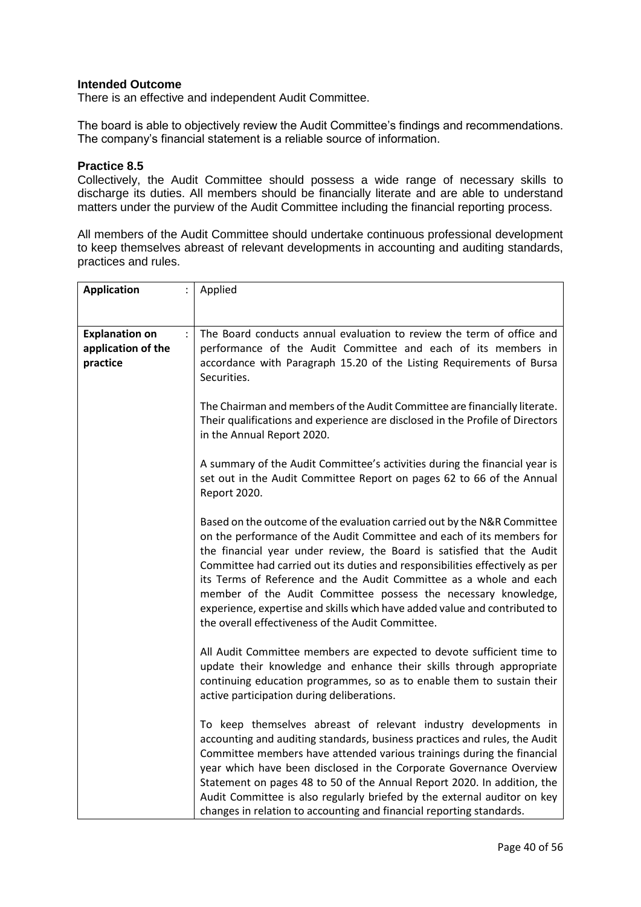**Intended Outcome**

There is an effective and independent Audit Committee.

The board is able to objectively review the Audit Committee's findings and recommendations. The company's financial statement is a reliable source of information.

**Practice 8.5**

Collectively, the Audit Committee should possess a wide range of necessary skills to discharge its duties. All members should be financially literate and are able to understand matters under the purview of the Audit Committee including the financial reporting process.

All members of the Audit Committee should undertake continuous professional development to keep themselves abreast of relevant developments in accounting and auditing standards, practices and rules.

| **Application** : | Applied |
|---|---|
| **Explanation on application of the practice** : | The Board conducts annual evaluation to review the term of office and performance of the Audit Committee and each of its members in accordance with Paragraph 15.20 of the Listing Requirements of Bursa Securities.<br><br>The Chairman and members of the Audit Committee are financially literate. Their qualifications and experience are disclosed in the Profile of Directors in the Annual Report 2020.<br><br>A summary of the Audit Committee's activities during the financial year is set out in the Audit Committee Report on pages 62 to 66 of the Annual Report 2020.<br><br>Based on the outcome of the evaluation carried out by the N&R Committee on the performance of the Audit Committee and each of its members for the financial year under review, the Board is satisfied that the Audit Committee had carried out its duties and responsibilities effectively as per its Terms of Reference and the Audit Committee as a whole and each member of the Audit Committee possess the necessary knowledge, experience, expertise and skills which have added value and contributed to the overall effectiveness of the Audit Committee.<br><br>All Audit Committee members are expected to devote sufficient time to update their knowledge and enhance their skills through appropriate continuing education programmes, so as to enable them to sustain their active participation during deliberations.<br><br>To keep themselves abreast of relevant industry developments in accounting and auditing standards, business practices and rules, the Audit Committee members have attended various trainings during the financial year which have been disclosed in the Corporate Governance Overview Statement on pages 48 to 50 of the Annual Report 2020. In addition, the Audit Committee is also regularly briefed by the external auditor on key changes in relation to accounting and financial reporting standards. |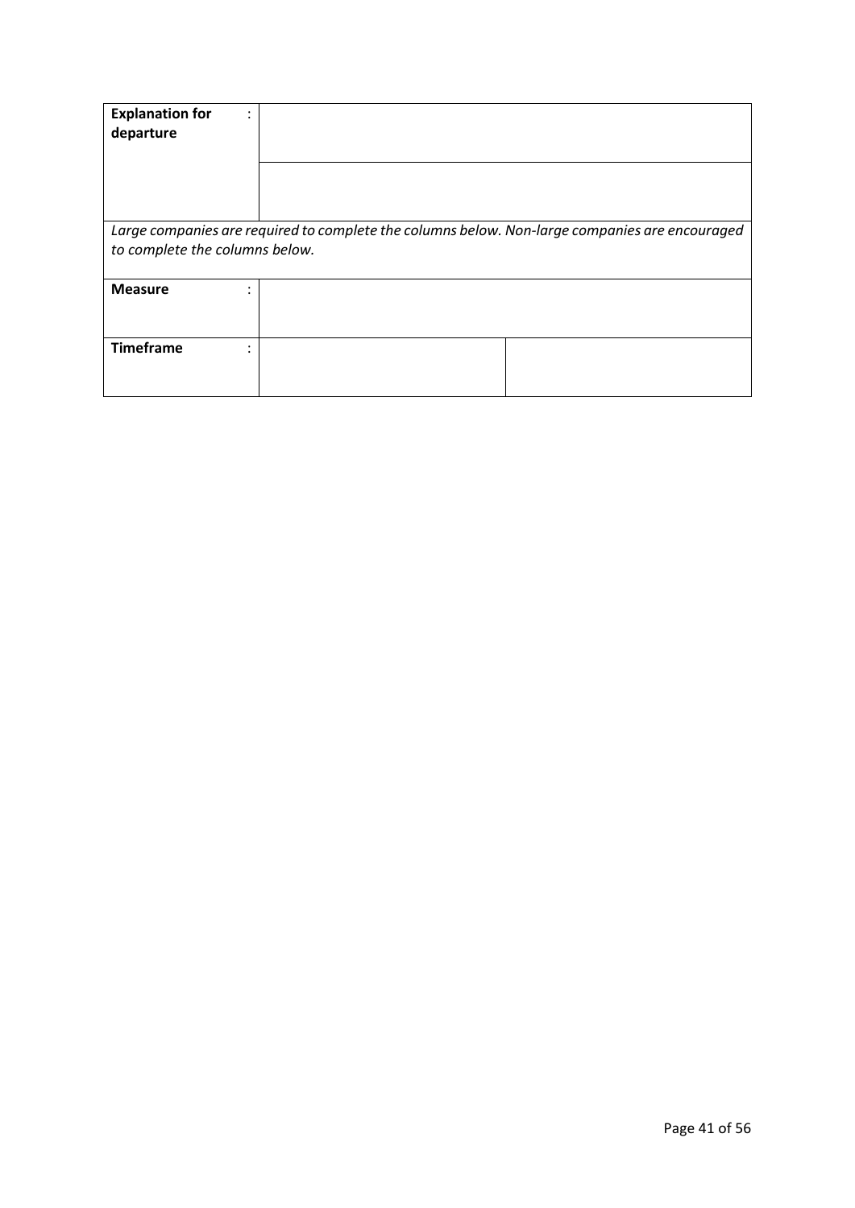| **Explanation for departure** : | | |
|---|---|---|
| | | |
| *Large companies are required to complete the columns below. Non-large companies are encouraged to complete the columns below.* | | |
| **Measure** : | | |
| **Timeframe** : | | |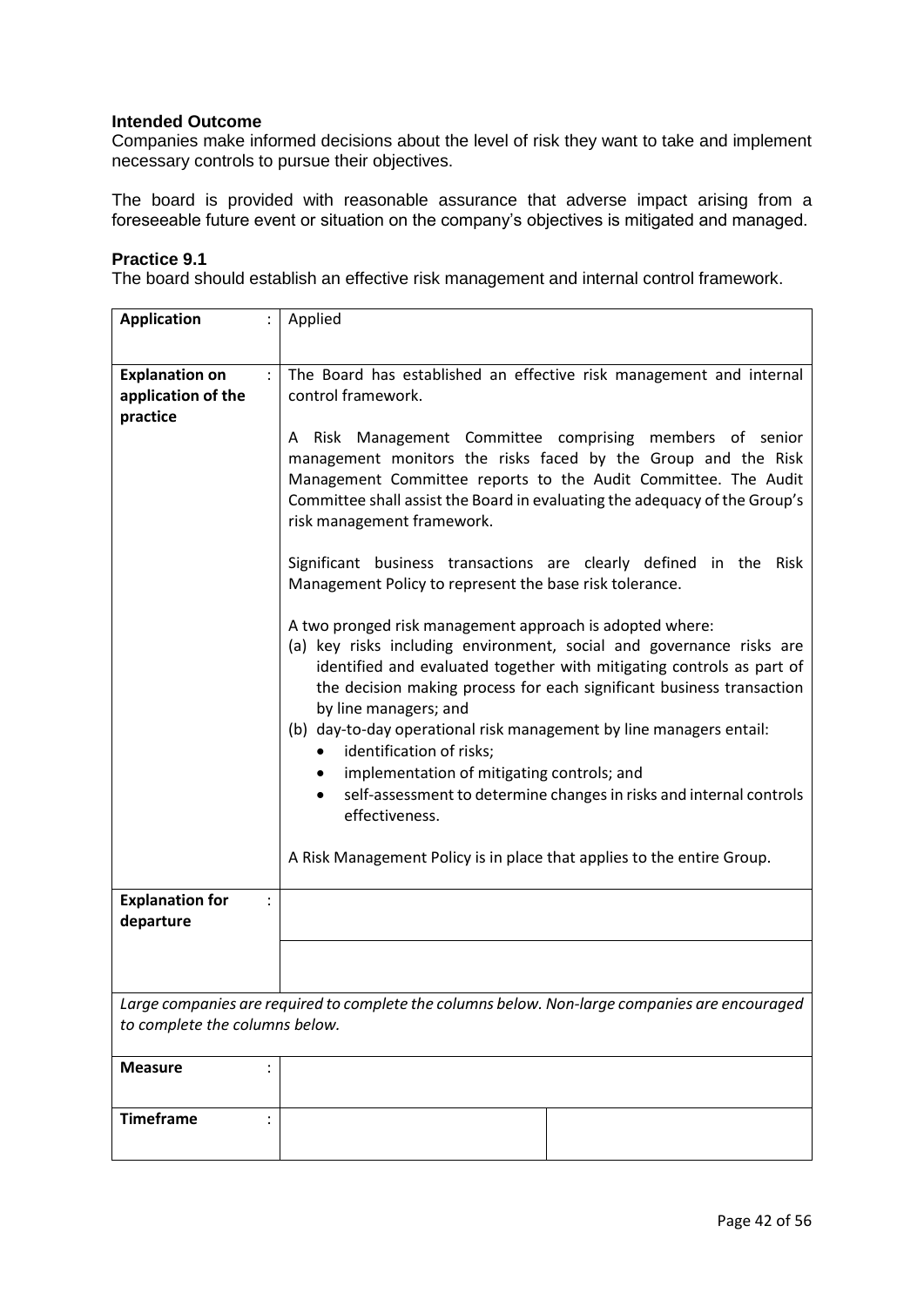**Intended Outcome**

Companies make informed decisions about the level of risk they want to take and implement necessary controls to pursue their objectives.

The board is provided with reasonable assurance that adverse impact arising from a foreseeable future event or situation on the company's objectives is mitigated and managed.

**Practice 9.1**

The board should establish an effective risk management and internal control framework.

| | | |
|---|---|---|
| **Application** : | Applied | |
| **Explanation on application of the practice** : | The Board has established an effective risk management and internal control framework.<br><br>A Risk Management Committee comprising members of senior management monitors the risks faced by the Group and the Risk Management Committee reports to the Audit Committee. The Audit Committee shall assist the Board in evaluating the adequacy of the Group's risk management framework.<br><br>Significant business transactions are clearly defined in the Risk Management Policy to represent the base risk tolerance.<br><br>A two pronged risk management approach is adopted where:<br>(a) key risks including environment, social and governance risks are identified and evaluated together with mitigating controls as part of the decision making process for each significant business transaction by line managers; and<br>(b) day-to-day operational risk management by line managers entail:<br>• identification of risks;<br>• implementation of mitigating controls; and<br>• self-assessment to determine changes in risks and internal controls effectiveness.<br><br>A Risk Management Policy is in place that applies to the entire Group. | |
| **Explanation for departure** : | | |
| | | |
| *Large companies are required to complete the columns below. Non-large companies are encouraged to complete the columns below.* | | |
| **Measure** : | | |
| **Timeframe** : | | |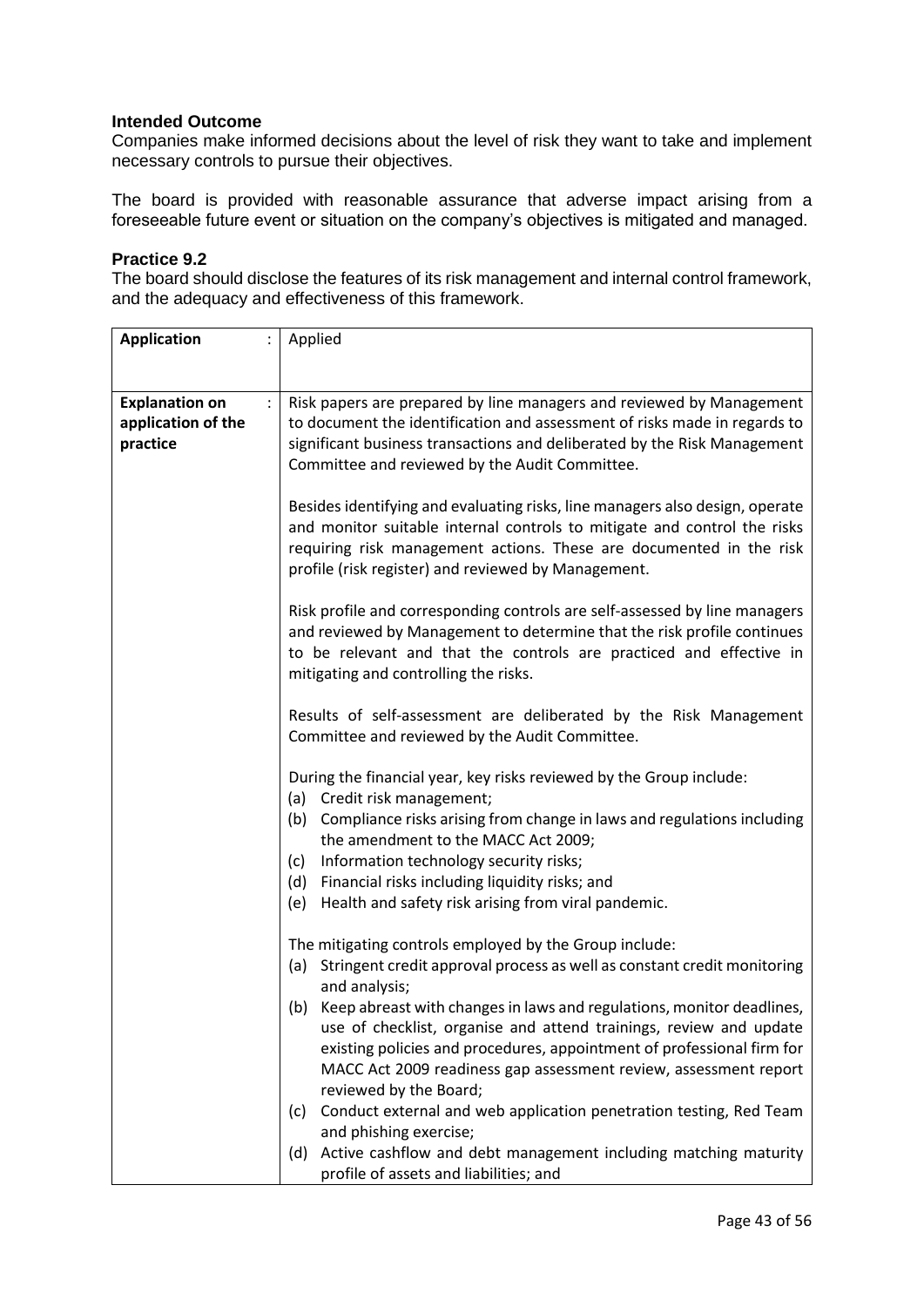**Intended Outcome**

Companies make informed decisions about the level of risk they want to take and implement necessary controls to pursue their objectives.

The board is provided with reasonable assurance that adverse impact arising from a foreseeable future event or situation on the company's objectives is mitigated and managed.

**Practice 9.2**

The board should disclose the features of its risk management and internal control framework, and the adequacy and effectiveness of this framework.

| **Application** : | Applied |
|---|---|
| **Explanation on application of the practice** : | Risk papers are prepared by line managers and reviewed by Management to document the identification and assessment of risks made in regards to significant business transactions and deliberated by the Risk Management Committee and reviewed by the Audit Committee.<br><br>Besides identifying and evaluating risks, line managers also design, operate and monitor suitable internal controls to mitigate and control the risks requiring risk management actions. These are documented in the risk profile (risk register) and reviewed by Management.<br><br>Risk profile and corresponding controls are self-assessed by line managers and reviewed by Management to determine that the risk profile continues to be relevant and that the controls are practiced and effective in mitigating and controlling the risks.<br><br>Results of self-assessment are deliberated by the Risk Management Committee and reviewed by the Audit Committee.<br><br>During the financial year, key risks reviewed by the Group include:<br>(a) Credit risk management;<br>(b) Compliance risks arising from change in laws and regulations including the amendment to the MACC Act 2009;<br>(c) Information technology security risks;<br>(d) Financial risks including liquidity risks; and<br>(e) Health and safety risk arising from viral pandemic.<br><br>The mitigating controls employed by the Group include:<br>(a) Stringent credit approval process as well as constant credit monitoring and analysis;<br>(b) Keep abreast with changes in laws and regulations, monitor deadlines, use of checklist, organise and attend trainings, review and update existing policies and procedures, appointment of professional firm for MACC Act 2009 readiness gap assessment review, assessment report reviewed by the Board;<br>(c) Conduct external and web application penetration testing, Red Team and phishing exercise;<br>(d) Active cashflow and debt management including matching maturity profile of assets and liabilities; and |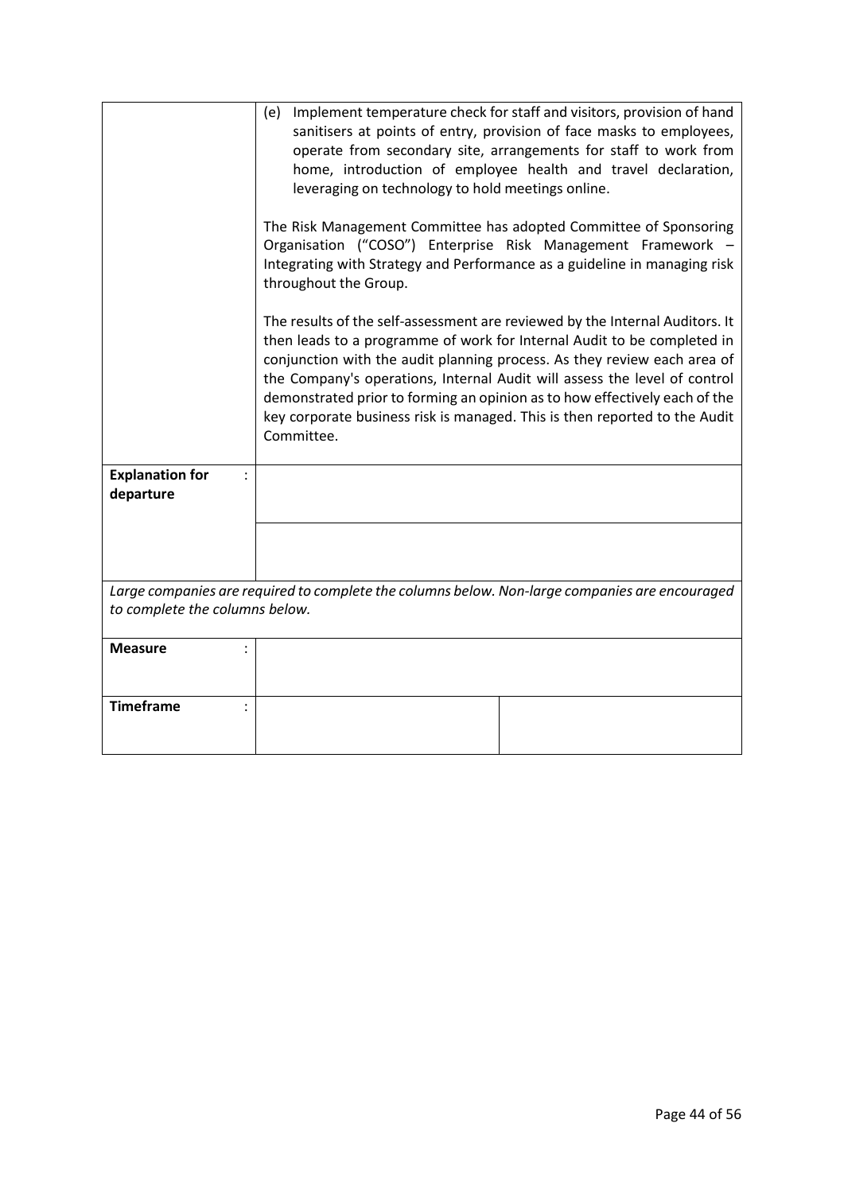| | |
|---|---|
| | (e) Implement temperature check for staff and visitors, provision of hand sanitisers at points of entry, provision of face masks to employees, operate from secondary site, arrangements for staff to work from home, introduction of employee health and travel declaration, leveraging on technology to hold meetings online.<br><br>The Risk Management Committee has adopted Committee of Sponsoring Organisation ("COSO") Enterprise Risk Management Framework – Integrating with Strategy and Performance as a guideline in managing risk throughout the Group.<br><br>The results of the self-assessment are reviewed by the Internal Auditors. It then leads to a programme of work for Internal Audit to be completed in conjunction with the audit planning process. As they review each area of the Company's operations, Internal Audit will assess the level of control demonstrated prior to forming an opinion as to how effectively each of the key corporate business risk is managed. This is then reported to the Audit Committee. |
| **Explanation for departure** : | |
| | |

*Large companies are required to complete the columns below. Non-large companies are encouraged to complete the columns below.*

| | | |
|---|---|---|
| **Measure** : | | |
| **Timeframe** : | | |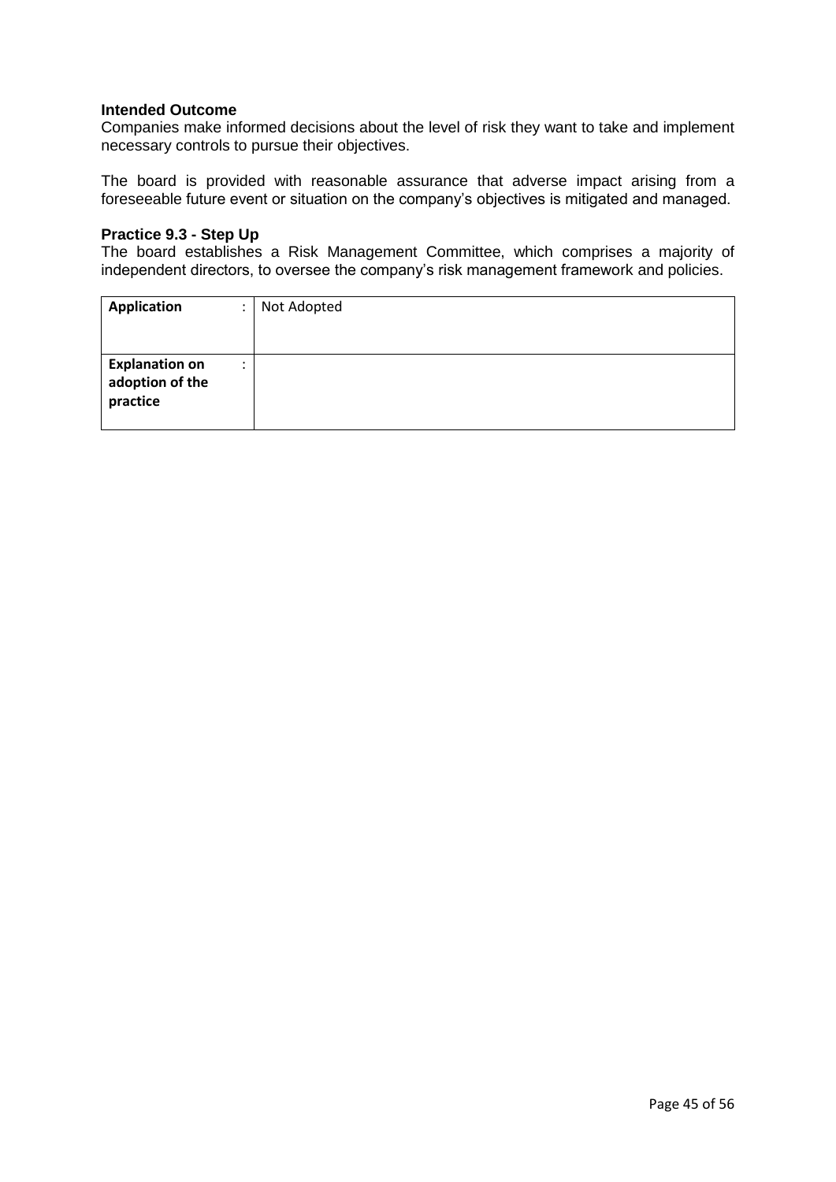**Intended Outcome**

Companies make informed decisions about the level of risk they want to take and implement necessary controls to pursue their objectives.

The board is provided with reasonable assurance that adverse impact arising from a foreseeable future event or situation on the company's objectives is mitigated and managed.

**Practice 9.3 - Step Up**

The board establishes a Risk Management Committee, which comprises a majority of independent directors, to oversee the company's risk management framework and policies.

| | | |
|---|---|---|
| **Application** | : | Not Adopted |
| **Explanation on adoption of the practice** | : | |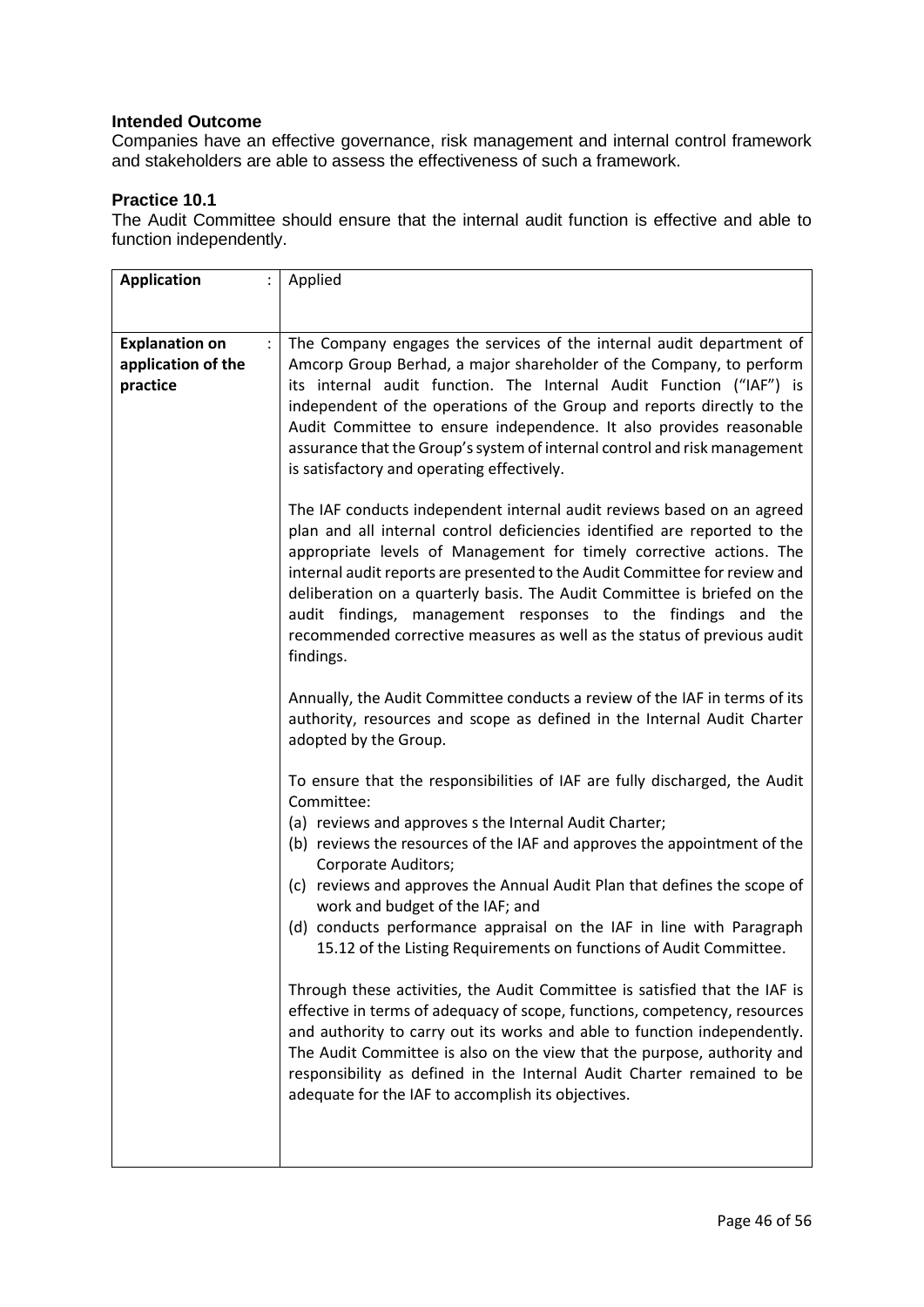**Intended Outcome**

Companies have an effective governance, risk management and internal control framework and stakeholders are able to assess the effectiveness of such a framework.

**Practice 10.1**

The Audit Committee should ensure that the internal audit function is effective and able to function independently.

| | |
|---|---|
| **Application** : | Applied |
| **Explanation on application of the practice** : | The Company engages the services of the internal audit department of Amcorp Group Berhad, a major shareholder of the Company, to perform its internal audit function. The Internal Audit Function ("IAF") is independent of the operations of the Group and reports directly to the Audit Committee to ensure independence. It also provides reasonable assurance that the Group's system of internal control and risk management is satisfactory and operating effectively.<br><br>The IAF conducts independent internal audit reviews based on an agreed plan and all internal control deficiencies identified are reported to the appropriate levels of Management for timely corrective actions. The internal audit reports are presented to the Audit Committee for review and deliberation on a quarterly basis. The Audit Committee is briefed on the audit findings, management responses to the findings and the recommended corrective measures as well as the status of previous audit findings.<br><br>Annually, the Audit Committee conducts a review of the IAF in terms of its authority, resources and scope as defined in the Internal Audit Charter adopted by the Group.<br><br>To ensure that the responsibilities of IAF are fully discharged, the Audit Committee:<br>(a) reviews and approves s the Internal Audit Charter;<br>(b) reviews the resources of the IAF and approves the appointment of the Corporate Auditors;<br>(c) reviews and approves the Annual Audit Plan that defines the scope of work and budget of the IAF; and<br>(d) conducts performance appraisal on the IAF in line with Paragraph 15.12 of the Listing Requirements on functions of Audit Committee.<br><br>Through these activities, the Audit Committee is satisfied that the IAF is effective in terms of adequacy of scope, functions, competency, resources and authority to carry out its works and able to function independently. The Audit Committee is also on the view that the purpose, authority and responsibility as defined in the Internal Audit Charter remained to be adequate for the IAF to accomplish its objectives. |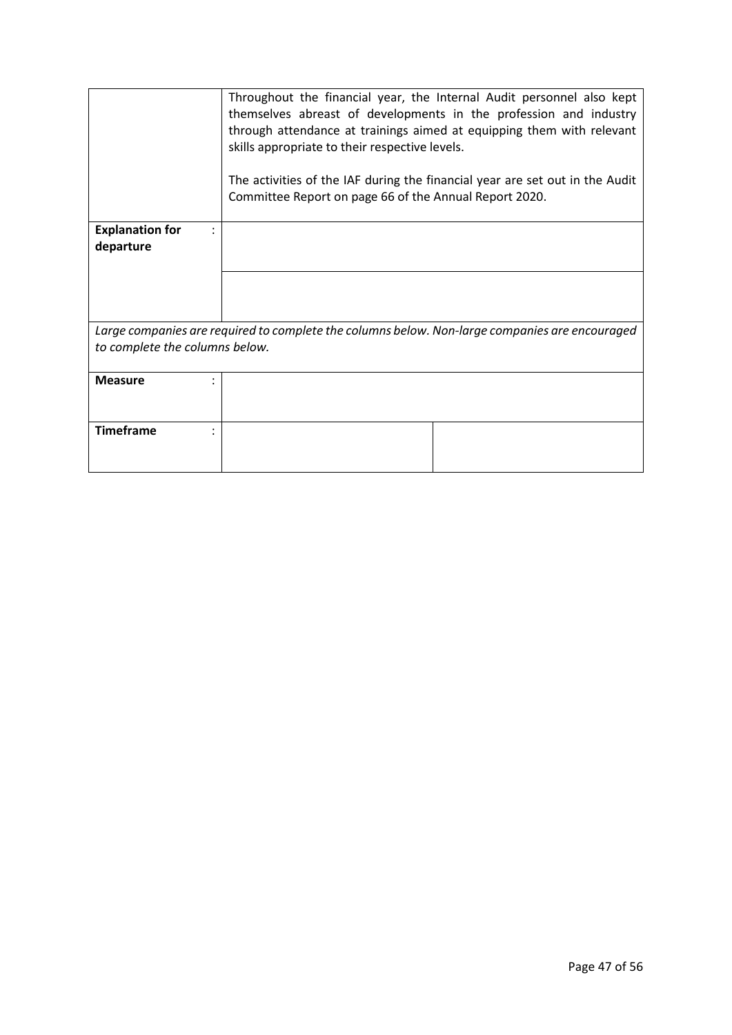| | |
|---|---|
| | Throughout the financial year, the Internal Audit personnel also kept themselves abreast of developments in the profession and industry through attendance at trainings aimed at equipping them with relevant skills appropriate to their respective levels.<br><br>The activities of the IAF during the financial year are set out in the Audit Committee Report on page 66 of the Annual Report 2020. |
| **Explanation for departure** : | |
| | |

*Large companies are required to complete the columns below. Non-large companies are encouraged to complete the columns below.*

| | | |
|---|---|---|
| **Measure** : | | |
| **Timeframe** : | | |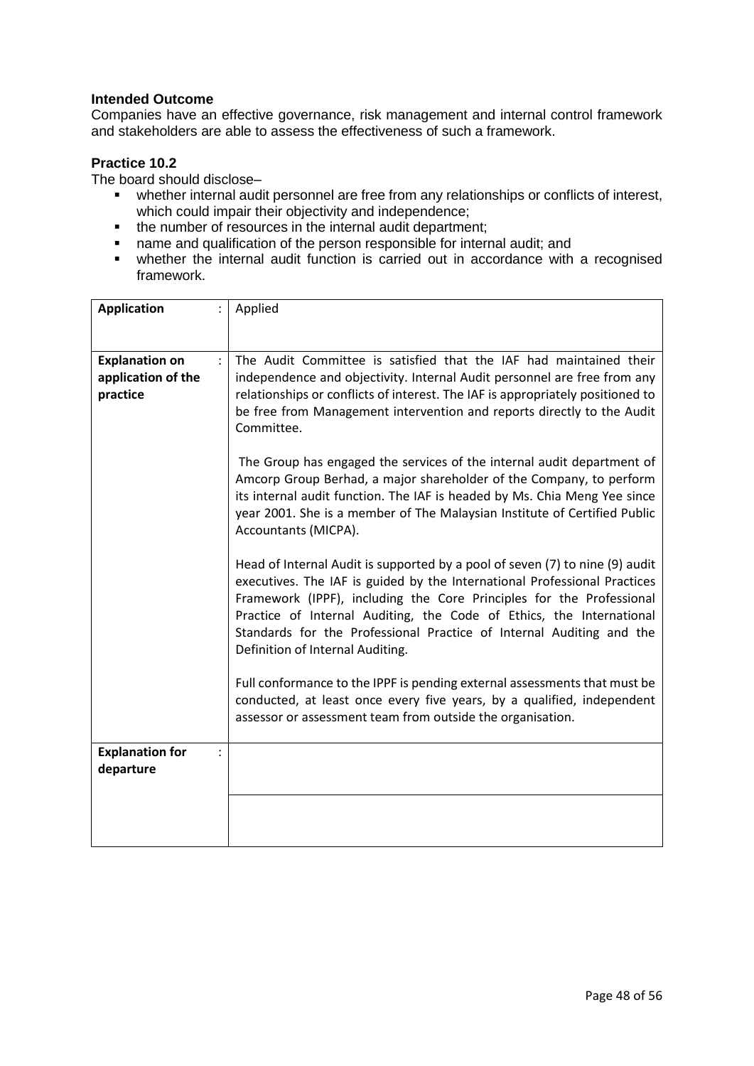**Intended Outcome**

Companies have an effective governance, risk management and internal control framework and stakeholders are able to assess the effectiveness of such a framework.

**Practice 10.2**

The board should disclose–

- whether internal audit personnel are free from any relationships or conflicts of interest, which could impair their objectivity and independence;
- the number of resources in the internal audit department;
- name and qualification of the person responsible for internal audit; and
- whether the internal audit function is carried out in accordance with a recognised framework.

| | |
|---|---|
| **Application** : | Applied |
| **Explanation on application of the practice** : | The Audit Committee is satisfied that the IAF had maintained their independence and objectivity. Internal Audit personnel are free from any relationships or conflicts of interest. The IAF is appropriately positioned to be free from Management intervention and reports directly to the Audit Committee.<br><br>The Group has engaged the services of the internal audit department of Amcorp Group Berhad, a major shareholder of the Company, to perform its internal audit function. The IAF is headed by Ms. Chia Meng Yee since year 2001. She is a member of The Malaysian Institute of Certified Public Accountants (MICPA).<br><br>Head of Internal Audit is supported by a pool of seven (7) to nine (9) audit executives. The IAF is guided by the International Professional Practices Framework (IPPF), including the Core Principles for the Professional Practice of Internal Auditing, the Code of Ethics, the International Standards for the Professional Practice of Internal Auditing and the Definition of Internal Auditing.<br><br>Full conformance to the IPPF is pending external assessments that must be conducted, at least once every five years, by a qualified, independent assessor or assessment team from outside the organisation. |
| **Explanation for departure** : | |
| | |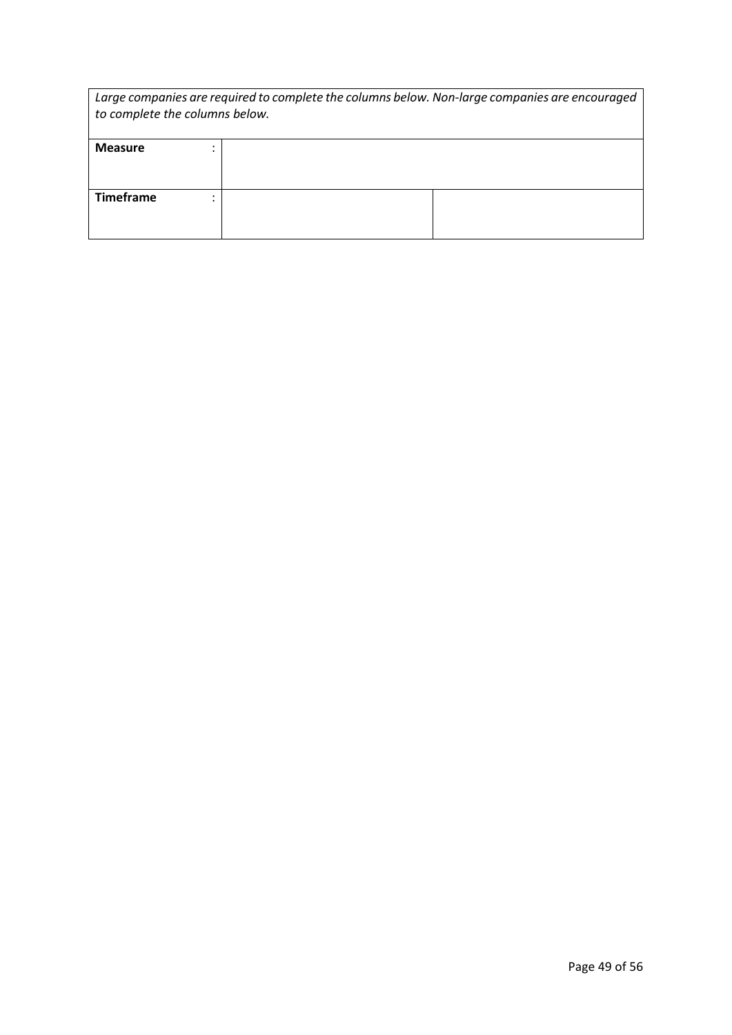| *Large companies are required to complete the columns below. Non-large companies are encouraged to complete the columns below.* | | |
|---|---|---|
| **Measure** : | | |
| **Timeframe** : | | |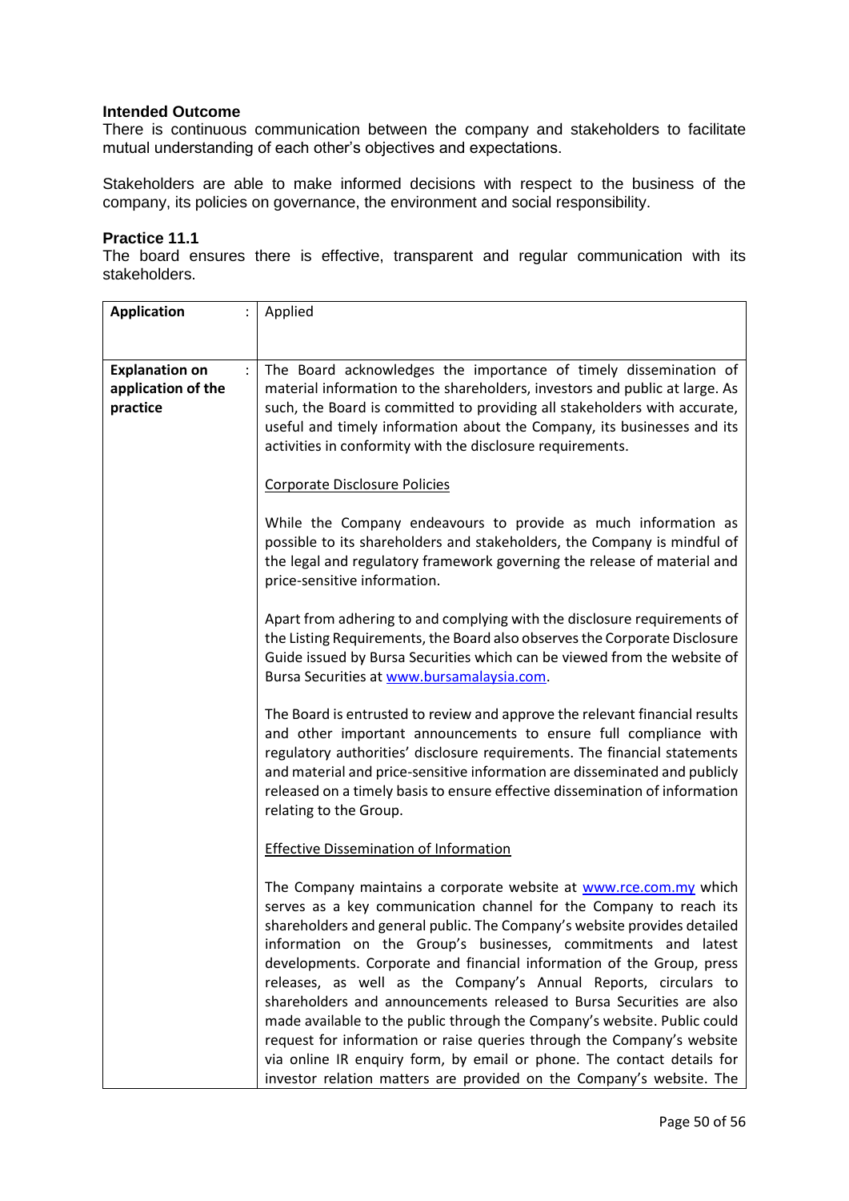**Intended Outcome**

There is continuous communication between the company and stakeholders to facilitate mutual understanding of each other's objectives and expectations.

Stakeholders are able to make informed decisions with respect to the business of the company, its policies on governance, the environment and social responsibility.

**Practice 11.1**

The board ensures there is effective, transparent and regular communication with its stakeholders.

| | |
|---|---|
| **Application** : | Applied |
| **Explanation on application of the practice** : | The Board acknowledges the importance of timely dissemination of material information to the shareholders, investors and public at large. As such, the Board is committed to providing all stakeholders with accurate, useful and timely information about the Company, its businesses and its activities in conformity with the disclosure requirements.<br><br>Corporate Disclosure Policies<br><br>While the Company endeavours to provide as much information as possible to its shareholders and stakeholders, the Company is mindful of the legal and regulatory framework governing the release of material and price-sensitive information.<br><br>Apart from adhering to and complying with the disclosure requirements of the Listing Requirements, the Board also observes the Corporate Disclosure Guide issued by Bursa Securities which can be viewed from the website of Bursa Securities at www.bursamalaysia.com.<br><br>The Board is entrusted to review and approve the relevant financial results and other important announcements to ensure full compliance with regulatory authorities' disclosure requirements. The financial statements and material and price-sensitive information are disseminated and publicly released on a timely basis to ensure effective dissemination of information relating to the Group.<br><br>Effective Dissemination of Information<br><br>The Company maintains a corporate website at www.rce.com.my which serves as a key communication channel for the Company to reach its shareholders and general public. The Company's website provides detailed information on the Group's businesses, commitments and latest developments. Corporate and financial information of the Group, press releases, as well as the Company's Annual Reports, circulars to shareholders and announcements released to Bursa Securities are also made available to the public through the Company's website. Public could request for information or raise queries through the Company's website via online IR enquiry form, by email or phone. The contact details for investor relation matters are provided on the Company's website. The |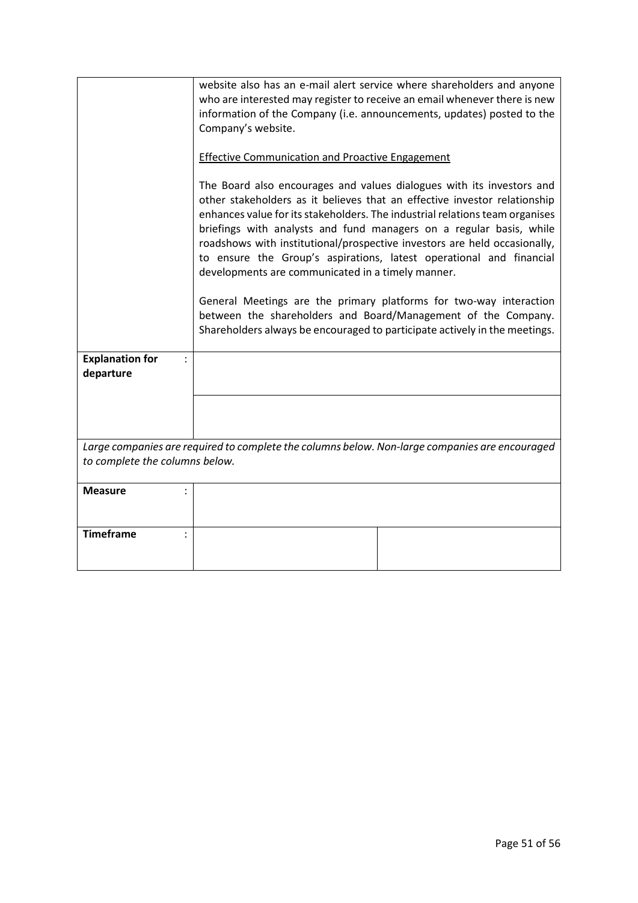|  |  |
|---|---|
|  | website also has an e-mail alert service where shareholders and anyone who are interested may register to receive an email whenever there is new information of the Company (i.e. announcements, updates) posted to the Company's website.<br><br><u>Effective Communication and Proactive Engagement</u><br><br>The Board also encourages and values dialogues with its investors and other stakeholders as it believes that an effective investor relationship enhances value for its stakeholders. The industrial relations team organises briefings with analysts and fund managers on a regular basis, while roadshows with institutional/prospective investors are held occasionally, to ensure the Group's aspirations, latest operational and financial developments are communicated in a timely manner.<br><br>General Meetings are the primary platforms for two-way interaction between the shareholders and Board/Management of the Company. Shareholders always be encouraged to participate actively in the meetings. |
| **Explanation for departure** : |  |
|  |  |

*Large companies are required to complete the columns below. Non-large companies are encouraged to complete the columns below.*

|  |  |  |
|---|---|---|
| **Measure** : |  |  |
| **Timeframe** : |  |  |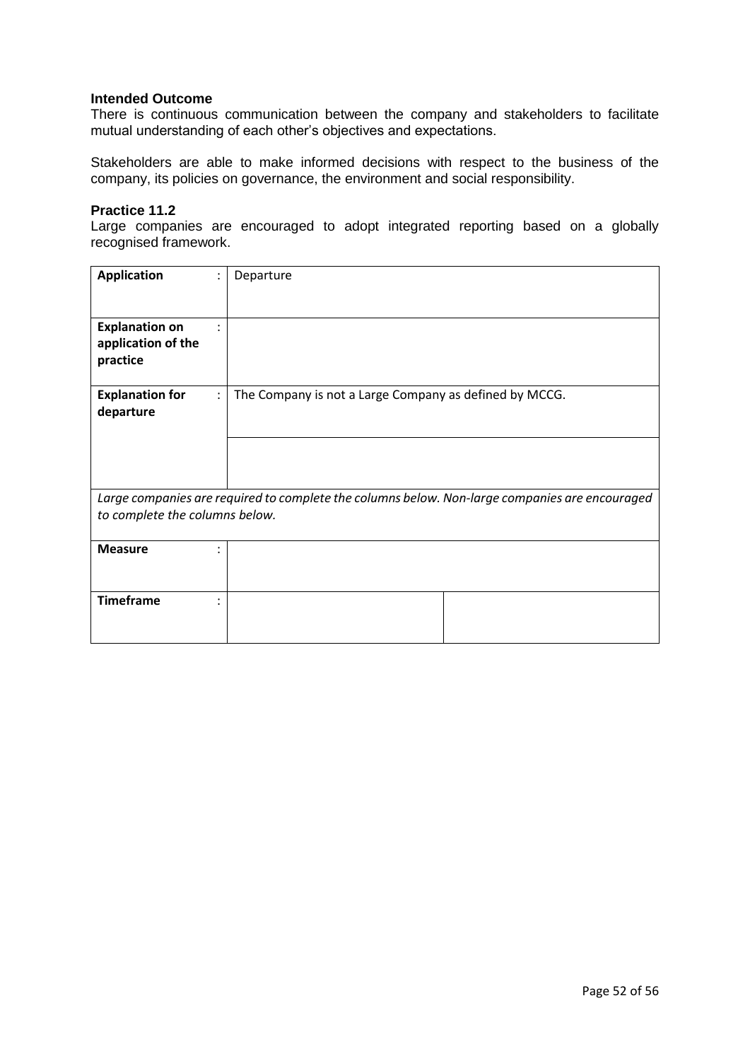**Intended Outcome**

There is continuous communication between the company and stakeholders to facilitate mutual understanding of each other's objectives and expectations.

Stakeholders are able to make informed decisions with respect to the business of the company, its policies on governance, the environment and social responsibility.

**Practice 11.2**

Large companies are encouraged to adopt integrated reporting based on a globally recognised framework.

| **Application** : | Departure | |
|---|---|---|
| **Explanation on application of the practice** : | | |
| **Explanation for departure** : | The Company is not a Large Company as defined by MCCG. | |
| | | |
| *Large companies are required to complete the columns below. Non-large companies are encouraged to complete the columns below.* | | |
| **Measure** : | | |
| **Timeframe** : | | |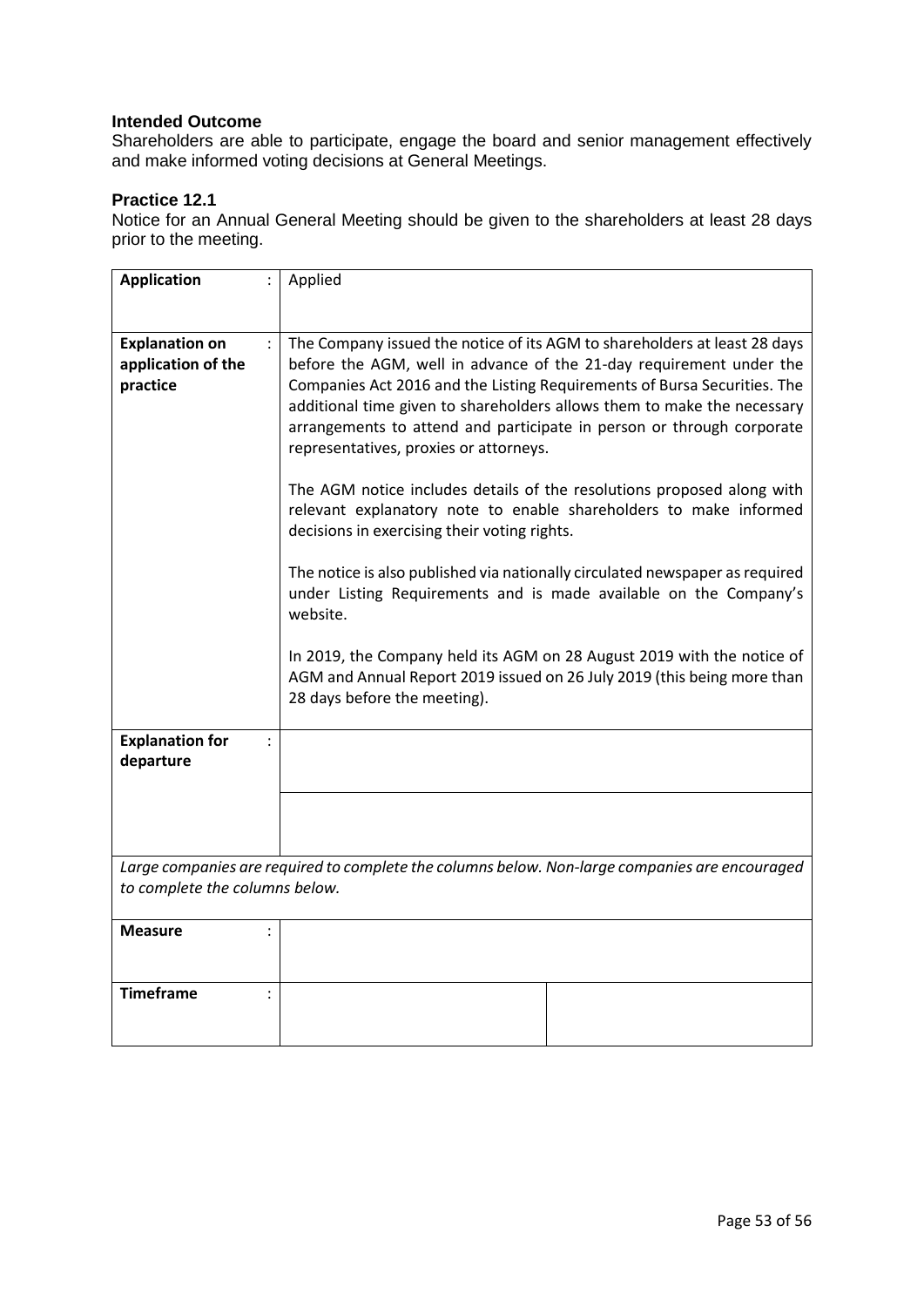### Intended Outcome

Shareholders are able to participate, engage the board and senior management effectively and make informed voting decisions at General Meetings.

### Practice 12.1

Notice for an Annual General Meeting should be given to the shareholders at least 28 days prior to the meeting.

| | | |
|---|---|---|
| **Application** : | Applied | |
| **Explanation on application of the practice** : | The Company issued the notice of its AGM to shareholders at least 28 days before the AGM, well in advance of the 21-day requirement under the Companies Act 2016 and the Listing Requirements of Bursa Securities. The additional time given to shareholders allows them to make the necessary arrangements to attend and participate in person or through corporate representatives, proxies or attorneys.<br><br>The AGM notice includes details of the resolutions proposed along with relevant explanatory note to enable shareholders to make informed decisions in exercising their voting rights.<br><br>The notice is also published via nationally circulated newspaper as required under Listing Requirements and is made available on the Company's website.<br><br>In 2019, the Company held its AGM on 28 August 2019 with the notice of AGM and Annual Report 2019 issued on 26 July 2019 (this being more than 28 days before the meeting). | |
| **Explanation for departure** : | | |
| | | |
| *Large companies are required to complete the columns below. Non-large companies are encouraged to complete the columns below.* | | |
| **Measure** : | | |
| **Timeframe** : | | |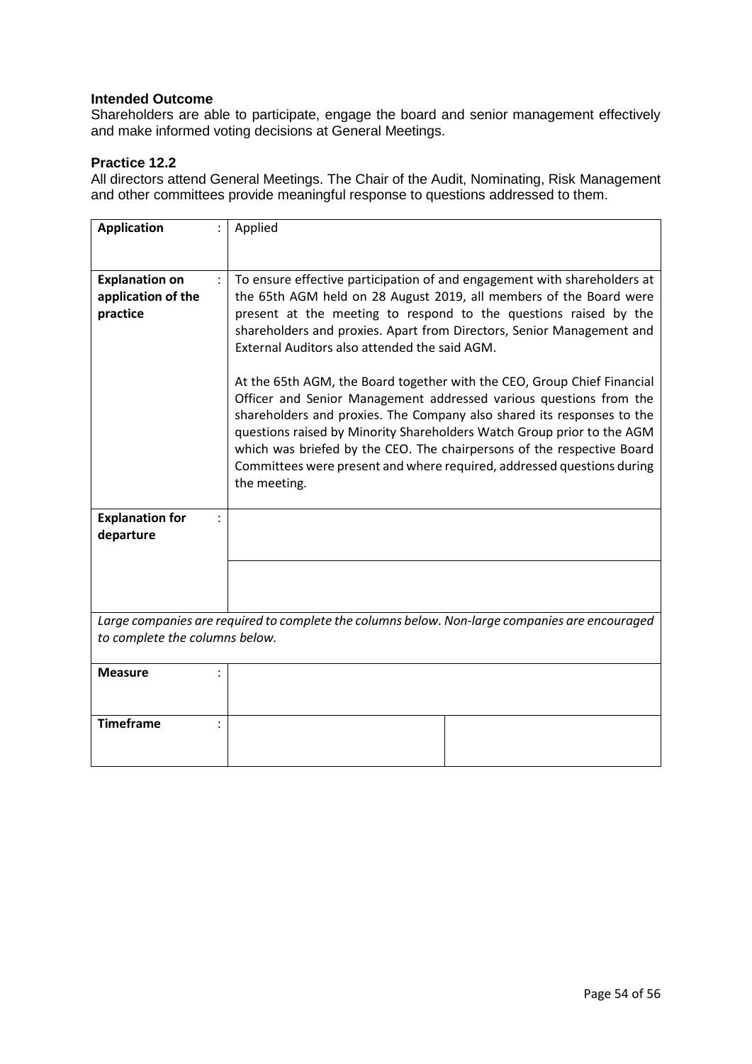### Intended Outcome

Shareholders are able to participate, engage the board and senior management effectively and make informed voting decisions at General Meetings.

### Practice 12.2

All directors attend General Meetings. The Chair of the Audit, Nominating, Risk Management and other committees provide meaningful response to questions addressed to them.

| | | |
|---|---|---|
| **Application** : | Applied | |
| **Explanation on application of the practice** : | To ensure effective participation of and engagement with shareholders at the 65th AGM held on 28 August 2019, all members of the Board were present at the meeting to respond to the questions raised by the shareholders and proxies. Apart from Directors, Senior Management and External Auditors also attended the said AGM.<br><br>At the 65th AGM, the Board together with the CEO, Group Chief Financial Officer and Senior Management addressed various questions from the shareholders and proxies. The Company also shared its responses to the questions raised by Minority Shareholders Watch Group prior to the AGM which was briefed by the CEO. The chairpersons of the respective Board Committees were present and where required, addressed questions during the meeting. | |
| **Explanation for departure** : | | |
| | | |
| *Large companies are required to complete the columns below. Non-large companies are encouraged to complete the columns below.* | | |
| **Measure** : | | |
| **Timeframe** : | | |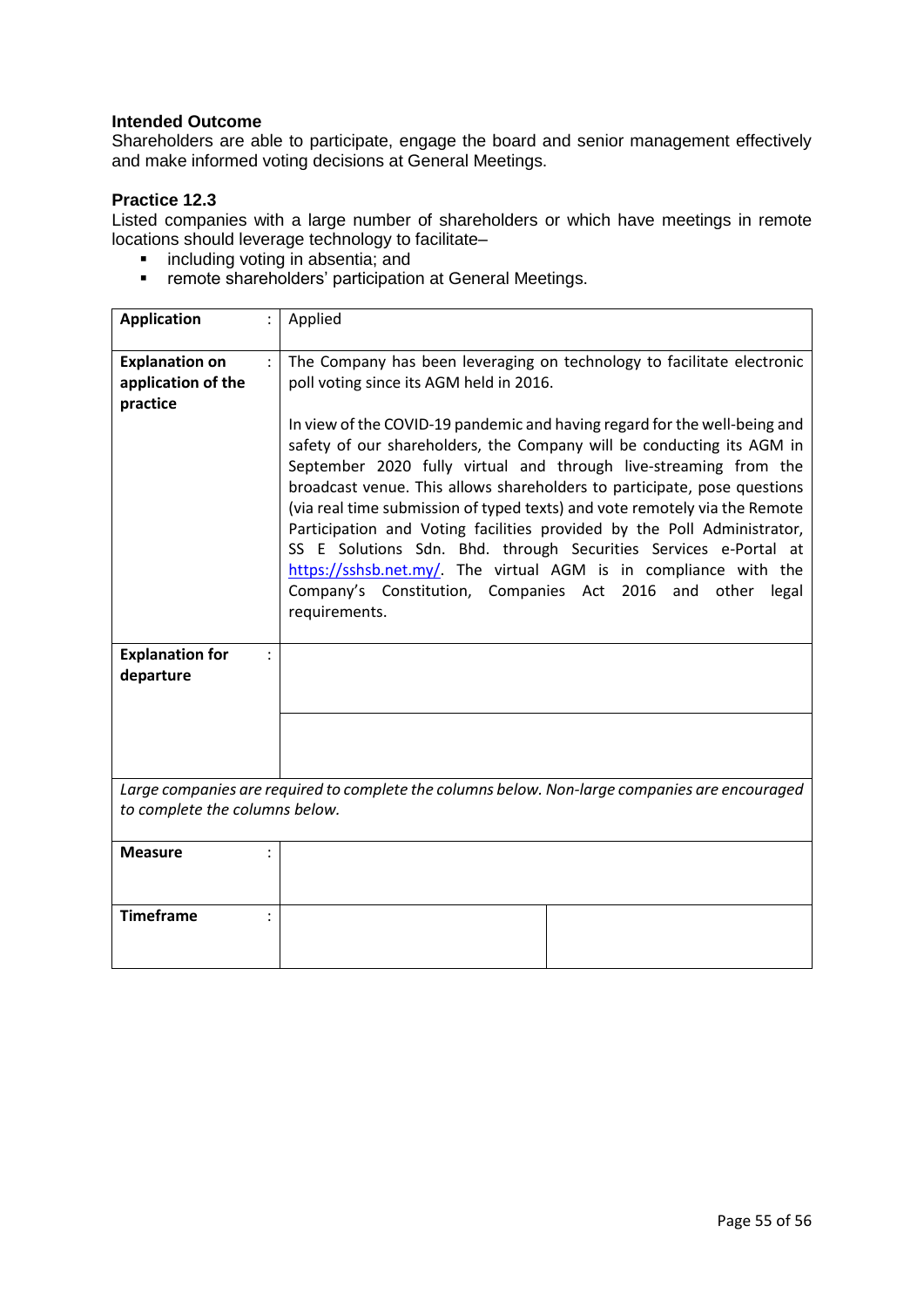**Intended Outcome**

Shareholders are able to participate, engage the board and senior management effectively and make informed voting decisions at General Meetings.

**Practice 12.3**

Listed companies with a large number of shareholders or which have meetings in remote locations should leverage technology to facilitate–

- including voting in absentia; and
- remote shareholders' participation at General Meetings.

| | | |
|---|---|---|
| **Application** : | Applied | |
| **Explanation on application of the practice** : | The Company has been leveraging on technology to facilitate electronic poll voting since its AGM held in 2016.<br><br>In view of the COVID-19 pandemic and having regard for the well-being and safety of our shareholders, the Company will be conducting its AGM in September 2020 fully virtual and through live-streaming from the broadcast venue. This allows shareholders to participate, pose questions (via real time submission of typed texts) and vote remotely via the Remote Participation and Voting facilities provided by the Poll Administrator, SS E Solutions Sdn. Bhd. through Securities Services e-Portal at https://sshsb.net.my/. The virtual AGM is in compliance with the Company's Constitution, Companies Act 2016 and other legal requirements. | |
| **Explanation for departure** : | | |
| *Large companies are required to complete the columns below. Non-large companies are encouraged to complete the columns below.* | | |
| **Measure** : | | |
| **Timeframe** : | | |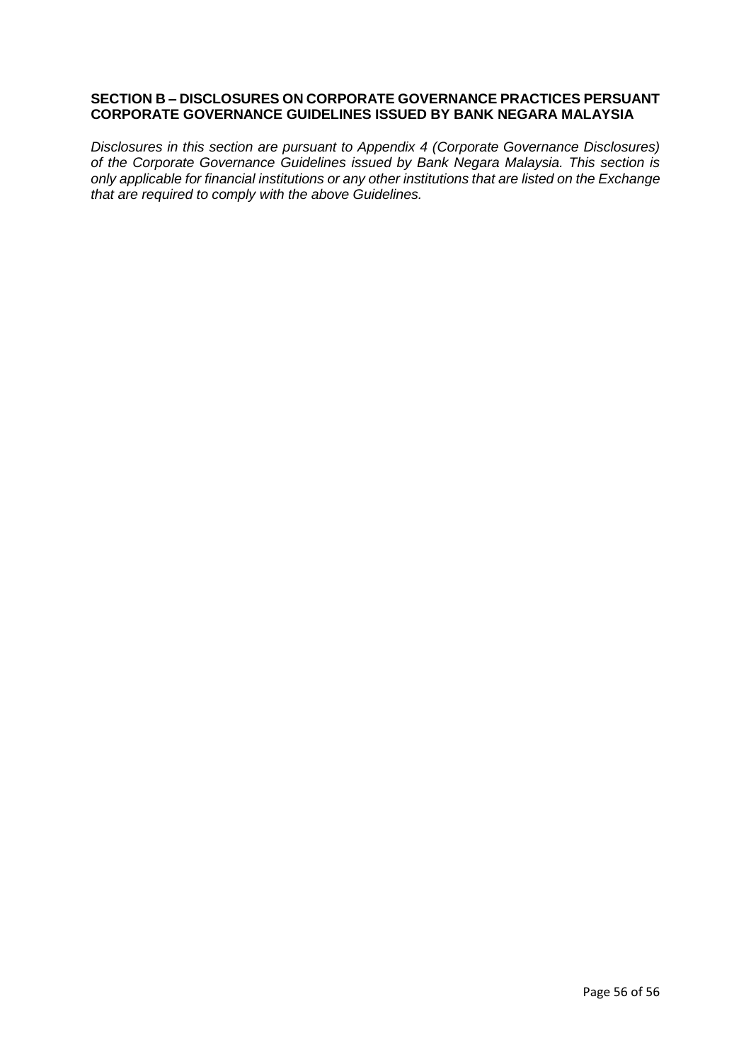**SECTION B – DISCLOSURES ON CORPORATE GOVERNANCE PRACTICES PERSUANT CORPORATE GOVERNANCE GUIDELINES ISSUED BY BANK NEGARA MALAYSIA**

*Disclosures in this section are pursuant to Appendix 4 (Corporate Governance Disclosures) of the Corporate Governance Guidelines issued by Bank Negara Malaysia. This section is only applicable for financial institutions or any other institutions that are listed on the Exchange that are required to comply with the above Guidelines.*